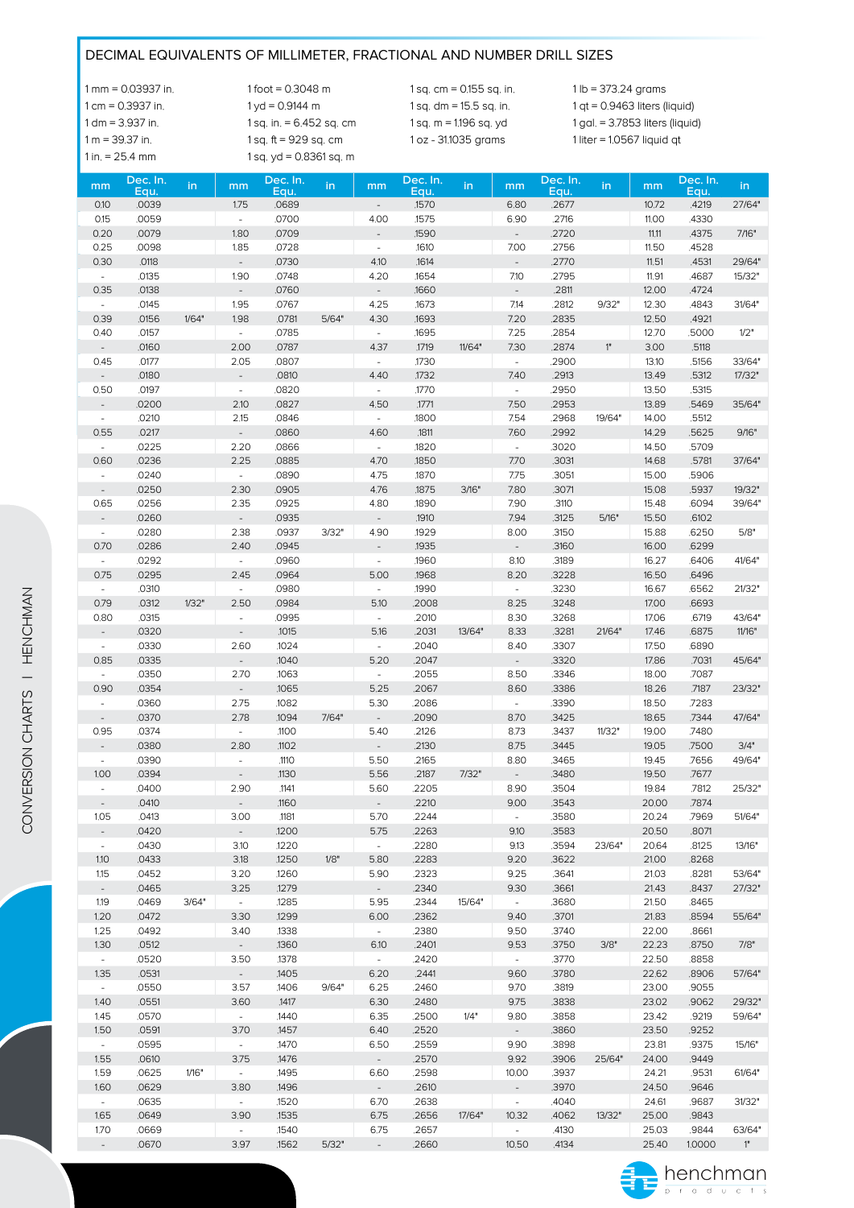## DECIMAL EQUIVALENTS OF MILLIMETER, FRACTIONAL AND NUMBER DRILL SIZES

1 mm = 0.03937 in.
1 cm = 0.3937 in.
1 dm = 3.937 in.
1 m = 39.37 in.
1 in. = 25.4 mm

1 foot = 0.3048 m
1 yd = 0.9144 m
1 sq. in. = 6.452 sq. cm
1 sq. ft = 929 sq. cm
1 sq. yd = 0.8361 sq. m

1 sq. cm = 0.155 sq. in.
1 sq. dm = 15.5 sq. in.
1 sq. m = 1.196 sq. yd
1 oz = 31.1035 grams

1 lb = 373.24 grams
1 qt = 0.9463 liters (liquid)
1 gal. = 3.7853 liters (liquid)
1 liter = 1.0567 liquid qt

| mm | Dec. In. Equ. | in | mm | Dec. In. Equ. | in | mm | Dec. In. Equ. | in | mm | Dec. In. Equ. | in | mm | Dec. In. Equ. | in |
|---|---|---|---|---|---|---|---|---|---|---|---|---|---|---|
| 0.10 | .0039 | | 1.75 | .0689 | | - | .1570 | | 6.80 | .2677 | | 10.72 | .4219 | 27/64" |
| 0.15 | .0059 | | - | .0700 | | 4.00 | .1575 | | 6.90 | .2716 | | 11.00 | .4330 | |
| 0.20 | .0079 | | 1.80 | .0709 | | - | .1590 | | - | .2720 | | 11.11 | .4375 | 7/16" |
| 0.25 | .0098 | | 1.85 | .0728 | | - | .1610 | | 7.00 | .2756 | | 11.50 | .4528 | |
| 0.30 | .0118 | | - | .0730 | | 4.10 | .1614 | | - | .2770 | | 11.51 | .4531 | 29/64" |
| - | .0135 | | 1.90 | .0748 | | 4.20 | .1654 | | 7.10 | .2795 | | 11.91 | .4687 | 15/32" |
| 0.35 | .0138 | | - | .0760 | | - | .1660 | | - | .2811 | | 12.00 | .4724 | |
| - | .0145 | | 1.95 | .0767 | | 4.25 | .1673 | | 7.14 | .2812 | 9/32" | 12.30 | .4843 | 31/64" |
| 0.39 | .0156 | 1/64" | 1.98 | .0781 | 5/64" | 4.30 | .1693 | | 7.20 | .2835 | | 12.50 | .4921 | |
| 0.40 | .0157 | | - | .0785 | | - | .1695 | | 7.25 | .2854 | | 12.70 | .5000 | 1/2" |
| - | .0160 | | 2.00 | .0787 | | 4.37 | .1719 | 11/64" | 7.30 | .2874 | 1" | 3.00 | .5118 | |
| 0.45 | .0177 | | 2.05 | .0807 | | - | .1730 | | - | .2900 | | 13.10 | .5156 | 33/64" |
| - | .0180 | | - | .0810 | | 4.40 | .1732 | | 7.40 | .2913 | | 13.49 | .5312 | 17/32" |
| 0.50 | .0197 | | - | .0820 | | - | .1770 | | - | .2950 | | 13.50 | .5315 | |
| - | .0200 | | 2.10 | .0827 | | 4.50 | .1771 | | 7.50 | .2953 | | 13.89 | .5469 | 35/64" |
| - | .0210 | | 2.15 | .0846 | | - | .1800 | | 7.54 | .2968 | 19/64" | 14.00 | .5512 | |
| 0.55 | .0217 | | - | .0860 | | 4.60 | .1811 | | 7.60 | .2992 | | 14.29 | .5625 | 9/16" |
| - | .0225 | | 2.20 | .0866 | | - | .1820 | | - | .3020 | | 14.50 | .5709 | |
| 0.60 | .0236 | | 2.25 | .0885 | | 4.70 | .1850 | | 7.70 | .3031 | | 14.68 | .5781 | 37/64" |
| - | .0240 | | - | .0890 | | 4.75 | .1870 | | 7.75 | .3051 | | 15.00 | .5906 | |
| - | .0250 | | 2.30 | .0905 | | 4.76 | .1875 | 3/16" | 7.80 | .3071 | | 15.08 | .5937 | 19/32" |
| 0.65 | .0256 | | 2.35 | .0925 | | 4.80 | .1890 | | 7.90 | .3110 | | 15.48 | .6094 | 39/64" |
| - | .0260 | | - | .0935 | | - | .1910 | | 7.94 | .3125 | 5/16" | 15.50 | .6102 | |
| - | .0280 | | 2.38 | .0937 | 3/32" | 4.90 | .1929 | | 8.00 | .3150 | | 15.88 | .6250 | 5/8" |
| 0.70 | .0286 | | 2.40 | .0945 | | - | .1935 | | - | .3160 | | 16.00 | .6299 | |
| - | .0292 | | - | .0960 | | - | .1960 | | 8.10 | .3189 | | 16.27 | .6406 | 41/64" |
| 0.75 | .0295 | | 2.45 | .0964 | | 5.00 | .1968 | | 8.20 | .3228 | | 16.50 | .6496 | |
| - | .0310 | | - | .0980 | | - | .1990 | | - | .3230 | | 16.67 | .6562 | 21/32" |
| 0.79 | .0312 | 1/32" | 2.50 | .0984 | | 5.10 | .2008 | | 8.25 | .3248 | | 17.00 | .6693 | |
| 0.80 | .0315 | | - | .0995 | | - | .2010 | | 8.30 | .3268 | | 17.06 | .6719 | 43/64" |
| - | .0320 | | - | .1015 | | 5.16 | .2031 | 13/64" | 8.33 | .3281 | 21/64" | 17.46 | .6875 | 11/16" |
| - | .0330 | | 2.60 | .1024 | | - | .2040 | | 8.40 | .3307 | | 17.50 | .6890 | |
| 0.85 | .0335 | | - | .1040 | | 5.20 | .2047 | | - | .3320 | | 17.86 | .7031 | 45/64" |
| - | .0350 | | 2.70 | .1063 | | - | .2055 | | 8.50 | .3346 | | 18.00 | .7087 | |
| 0.90 | .0354 | | - | .1065 | | 5.25 | .2067 | | 8.60 | .3386 | | 18.26 | .7187 | 23/32" |
| - | .0360 | | 2.75 | .1082 | | 5.30 | .2086 | | - | .3390 | | 18.50 | .7283 | |
| - | .0370 | | 2.78 | .1094 | 7/64" | - | .2090 | | 8.70 | .3425 | | 18.65 | .7344 | 47/64" |
| 0.95 | .0374 | | - | .1100 | | 5.40 | .2126 | | 8.73 | .3437 | 11/32" | 19.00 | .7480 | |
| - | .0380 | | 2.80 | .1102 | | - | .2130 | | 8.75 | .3445 | | 19.05 | .7500 | 3/4" |
| - | .0390 | | - | .1110 | | 5.50 | .2165 | | 8.80 | .3465 | | 19.45 | .7656 | 49/64" |
| 1.00 | .0394 | | - | .1130 | | 5.56 | .2187 | 7/32" | - | .3480 | | 19.50 | .7677 | |
| - | .0400 | | 2.90 | .1141 | | 5.60 | .2205 | | 8.90 | .3504 | | 19.84 | .7812 | 25/32" |
| - | .0410 | | - | .1160 | | - | .2210 | | 9.00 | .3543 | | 20.00 | .7874 | |
| 1.05 | .0413 | | 3.00 | .1181 | | 5.70 | .2244 | | - | .3580 | | 20.24 | .7969 | 51/64" |
| - | .0420 | | - | .1200 | | 5.75 | .2263 | | 9.10 | .3583 | | 20.50 | .8071 | |
| - | .0430 | | 3.10 | .1220 | | - | .2280 | | 9.13 | .3594 | 23/64" | 20.64 | .8125 | 13/16" |
| 1.10 | .0433 | | 3.18 | .1250 | 1/8" | 5.80 | .2283 | | 9.20 | .3622 | | 21.00 | .8268 | |
| 1.15 | .0452 | | 3.20 | .1260 | | 5.90 | .2323 | | 9.25 | .3641 | | 21.03 | .8281 | 53/64" |
| - | .0465 | | 3.25 | .1279 | | - | .2340 | | 9.30 | .3661 | | 21.43 | .8437 | 27/32" |
| 1.19 | .0469 | 3/64" | - | .1285 | | 5.95 | .2344 | 15/64" | - | .3680 | | 21.50 | .8465 | |
| 1.20 | .0472 | | 3.30 | .1299 | | 6.00 | .2362 | | 9.40 | .3701 | | 21.83 | .8594 | 55/64" |
| 1.25 | .0492 | | 3.40 | .1338 | | - | .2380 | | 9.50 | .3740 | | 22.00 | .8661 | |
| 1.30 | .0512 | | - | .1360 | | 6.10 | .2401 | | 9.53 | .3750 | 3/8" | 22.23 | .8750 | 7/8" |
| - | .0520 | | 3.50 | .1378 | | - | .2420 | | - | .3770 | | 22.50 | .8858 | |
| 1.35 | .0531 | | - | .1405 | | 6.20 | .2441 | | 9.60 | .3780 | | 22.62 | .8906 | 57/64" |
| - | .0550 | | 3.57 | .1406 | 9/64" | 6.25 | .2460 | | 9.70 | .3819 | | 23.00 | .9055 | |
| 1.40 | .0551 | | 3.60 | .1417 | | 6.30 | .2480 | | 9.75 | .3838 | | 23.02 | .9062 | 29/32" |
| 1.45 | .0570 | | - | .1440 | | 6.35 | .2500 | 1/4" | 9.80 | .3858 | | 23.42 | .9219 | 59/64" |
| 1.50 | .0591 | | 3.70 | .1457 | | 6.40 | .2520 | | - | .3860 | | 23.50 | .9252 | |
| - | .0595 | | - | .1470 | | 6.50 | .2559 | | 9.90 | .3898 | | 23.81 | .9375 | 15/16" |
| 1.55 | .0610 | | 3.75 | .1476 | | - | .2570 | | 9.92 | .3906 | 25/64" | 24.00 | .9449 | |
| 1.59 | .0625 | 1/16" | - | .1495 | | 6.60 | .2598 | | 10.00 | .3937 | | 24.21 | .9531 | 61/64" |
| 1.60 | .0629 | | 3.80 | .1496 | | - | .2610 | | - | .3970 | | 24.50 | .9646 | |
| - | .0635 | | - | .1520 | | 6.70 | .2638 | | - | .4040 | | 24.61 | .9687 | 31/32" |
| 1.65 | .0649 | | 3.90 | .1535 | | 6.75 | .2656 | 17/64" | 10.32 | .4062 | 13/32" | 25.00 | .9843 | |
| 1.70 | .0669 | | - | .1540 | | 6.75 | .2657 | | - | .4130 | | 25.03 | .9844 | 63/64" |
| - | .0670 | | 3.97 | .1562 | 5/32" | - | .2660 | | 10.50 | .4134 | | 25.40 | 1.0000 | 1" |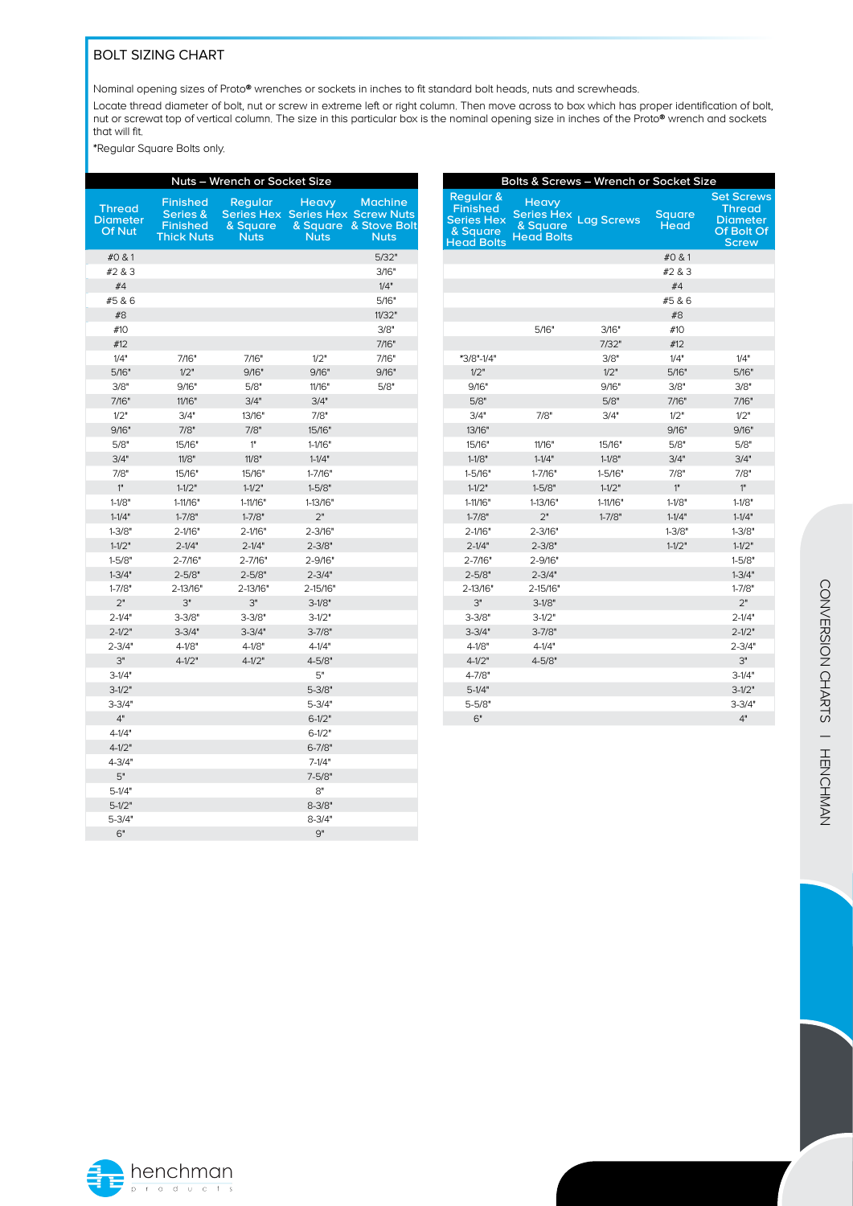## BOLT SIZING CHART

Nominal opening sizes of Proto® wrenches or sockets in inches to fit standard bolt heads, nuts and screwheads.

Locate thread diameter of bolt, nut or screw in extreme left or right column. Then move across to box which has proper identification of bolt, nut or screwat top of vertical column. The size in this particular box is the nominal opening size in inches of the Proto® wrench and sockets that will fit.

*Regular Square Bolts only.

| Nuts – Wrench or Socket Size | | | | |
|---|---|---|---|---|
| **Thread Diameter Of Nut** | **Finished Series & Finished Thick Nuts** | **Regular Series Hex & Square Nuts** | **Heavy Series Hex & Square Nuts** | **Machine Screw Nuts & Stove Bolt Nuts** |
| #0 & 1 | | | | 5/32" |
| #2 & 3 | | | | 3/16" |
| #4 | | | | 1/4" |
| #5 & 6 | | | | 5/16" |
| #8 | | | | 11/32" |
| #10 | | | | 3/8" |
| #12 | | | | 7/16" |
| 1/4" | 7/16" | 7/16" | 1/2" | 7/16" |
| 5/16" | 1/2" | 9/16" | 9/16" | 9/16" |
| 3/8" | 9/16" | 5/8" | 11/16" | 5/8" |
| 7/16" | 11/16" | 3/4" | 3/4" | |
| 1/2" | 3/4" | 13/16" | 7/8" | |
| 9/16" | 7/8" | 7/8" | 15/16" | |
| 5/8" | 15/16" | 1" | 1-1/16" | |
| 3/4" | 11/8" | 11/8" | 1-1/4" | |
| 7/8" | 15/16" | 15/16" | 1-7/16" | |
| 1" | 1-1/2" | 1-1/2" | 1-5/8" | |
| 1-1/8" | 1-11/16" | 1-11/16" | 1-13/16" | |
| 1-1/4" | 1-7/8" | 1-7/8" | 2" | |
| 1-3/8" | 2-1/16" | 2-1/16" | 2-3/16" | |
| 1-1/2" | 2-1/4" | 2-1/4" | 2-3/8" | |
| 1-5/8" | 2-7/16" | 2-7/16" | 2-9/16" | |
| 1-3/4" | 2-5/8" | 2-5/8" | 2-3/4" | |
| 1-7/8" | 2-13/16" | 2-13/16" | 2-15/16" | |
| 2" | 3" | 3" | 3-1/8" | |
| 2-1/4" | 3-3/8" | 3-3/8" | 3-1/2" | |
| 2-1/2" | 3-3/4" | 3-3/4" | 3-7/8" | |
| 2-3/4" | 4-1/8" | 4-1/8" | 4-1/4" | |
| 3" | 4-1/2" | 4-1/2" | 4-5/8" | |
| 3-1/4" | | | 5" | |
| 3-1/2" | | | 5-3/8" | |
| 3-3/4" | | | 5-3/4" | |
| 4" | | | 6-1/2" | |
| 4-1/4" | | | 6-1/2" | |
| 4-1/2" | | | 6-7/8" | |
| 4-3/4" | | | 7-1/4" | |
| 5" | | | 7-5/8" | |
| 5-1/4" | | | 8" | |
| 5-1/2" | | | 8-3/8" | |
| 5-3/4" | | | 8-3/4" | |
| 6" | | | 9" | |

| Bolts & Screws – Wrench or Socket Size | | | | |
|---|---|---|---|---|
| **Regular & Finished Series Hex & Square Head Bolts** | **Heavy Series Hex & Square Head Bolts** | **Lag Screws** | **Square Head** | **Set Screws Thread Diameter Of Bolt Of Screw** |
| | | | #0 & 1 | |
| | | | #2 & 3 | |
| | | | #4 | |
| | | | #5 & 6 | |
| | | | #8 | |
| | 5/16" | 3/16" | #10 | |
| | | 7/32" | #12 | |
| *3/8"-1/4" | | 3/8" | 1/4" | 1/4" |
| 1/2" | | 1/2" | 5/16" | 5/16" |
| 9/16" | | 9/16" | 3/8" | 3/8" |
| 5/8" | | 5/8" | 7/16" | 7/16" |
| 3/4" | 7/8" | 3/4" | 1/2" | 1/2" |
| 13/16" | | | 9/16" | 9/16" |
| 15/16" | 11/16" | 15/16" | 5/8" | 5/8" |
| 1-1/8" | 1-1/4" | 1-1/8" | 3/4" | 3/4" |
| 1-5/16" | 1-7/16" | 1-5/16" | 7/8" | 7/8" |
| 1-1/2" | 1-5/8" | 1-1/2" | 1" | 1" |
| 1-11/16" | 1-13/16" | 1-11/16" | 1-1/8" | 1-1/8" |
| 1-7/8" | 2" | 1-7/8" | 1-1/4" | 1-1/4" |
| 2-1/16" | 2-3/16" | | 1-3/8" | 1-3/8" |
| 2-1/4" | 2-3/8" | | 1-1/2" | 1-1/2" |
| 2-7/16" | 2-9/16" | | | 1-5/8" |
| 2-5/8" | 2-3/4" | | | 1-3/4" |
| 2-13/16" | 2-15/16" | | | 1-7/8" |
| 3" | 3-1/8" | | | 2" |
| 3-3/8" | 3-1/2" | | | 2-1/4" |
| 3-3/4" | 3-7/8" | | | 2-1/2" |
| 4-1/8" | 4-1/4" | | | 2-3/4" |
| 4-1/2" | 4-5/8" | | | 3" |
| 4-7/8" | | | | 3-1/4" |
| 5-1/4" | | | | 3-1/2" |
| 5-5/8" | | | | 3-3/4" |
| 6" | | | | 4" |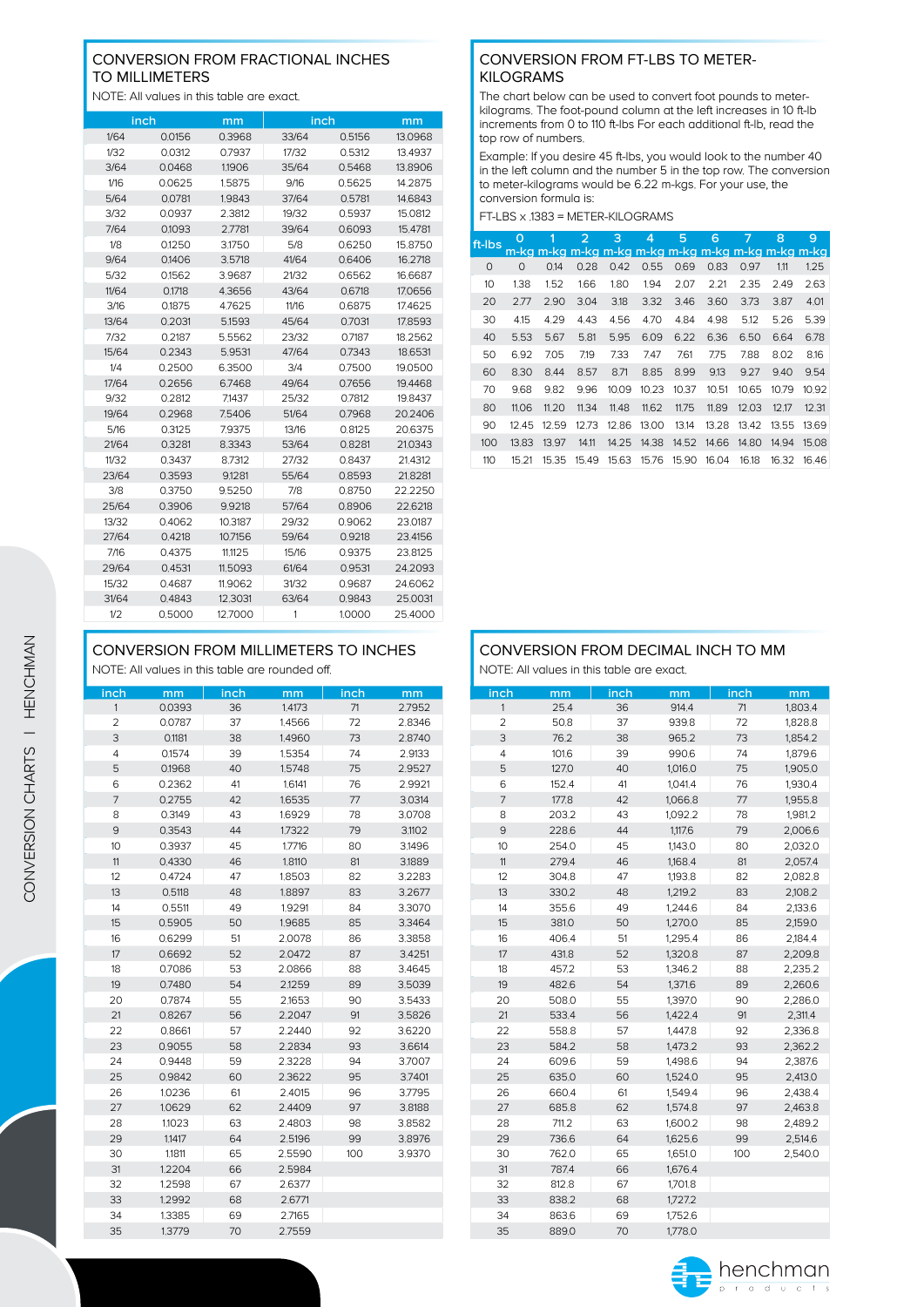## CONVERSION FROM FRACTIONAL INCHES TO MILLIMETERS

NOTE: All values in this table are exact.

| inch | | mm | inch | | mm |
|---|---|---|---|---|---|
| 1/64 | 0.0156 | 0.3968 | 33/64 | 0.5156 | 13.0968 |
| 1/32 | 0.0312 | 0.7937 | 17/32 | 0.5312 | 13.4937 |
| 3/64 | 0.0468 | 1.1906 | 35/64 | 0.5468 | 13.8906 |
| 1/16 | 0.0625 | 1.5875 | 9/16 | 0.5625 | 14.2875 |
| 5/64 | 0.0781 | 1.9843 | 37/64 | 0.5781 | 14.6843 |
| 3/32 | 0.0937 | 2.3812 | 19/32 | 0.5937 | 15.0812 |
| 7/64 | 0.1093 | 2.7781 | 39/64 | 0.6093 | 15.4781 |
| 1/8 | 0.1250 | 3.1750 | 5/8 | 0.6250 | 15.8750 |
| 9/64 | 0.1406 | 3.5718 | 41/64 | 0.6406 | 16.2718 |
| 5/32 | 0.1562 | 3.9687 | 21/32 | 0.6562 | 16.6687 |
| 11/64 | 0.1718 | 4.3656 | 43/64 | 0.6718 | 17.0656 |
| 3/16 | 0.1875 | 4.7625 | 11/16 | 0.6875 | 17.4625 |
| 13/64 | 0.2031 | 5.1593 | 45/64 | 0.7031 | 17.8593 |
| 7/32 | 0.2187 | 5.5562 | 23/32 | 0.7187 | 18.2562 |
| 15/64 | 0.2343 | 5.9531 | 47/64 | 0.7343 | 18.6531 |
| 1/4 | 0.2500 | 6.3500 | 3/4 | 0.7500 | 19.0500 |
| 17/64 | 0.2656 | 6.7468 | 49/64 | 0.7656 | 19.4468 |
| 9/32 | 0.2812 | 7.1437 | 25/32 | 0.7812 | 19.8437 |
| 19/64 | 0.2968 | 7.5406 | 51/64 | 0.7968 | 20.2406 |
| 5/16 | 0.3125 | 7.9375 | 13/16 | 0.8125 | 20.6375 |
| 21/64 | 0.3281 | 8.3343 | 53/64 | 0.8281 | 21.0343 |
| 11/32 | 0.3437 | 8.7312 | 27/32 | 0.8437 | 21.4312 |
| 23/64 | 0.3593 | 9.1281 | 55/64 | 0.8593 | 21.8281 |
| 3/8 | 0.3750 | 9.5250 | 7/8 | 0.8750 | 22.2250 |
| 25/64 | 0.3906 | 9.9218 | 57/64 | 0.8906 | 22.6218 |
| 13/32 | 0.4062 | 10.3187 | 29/32 | 0.9062 | 23.0187 |
| 27/64 | 0.4218 | 10.7156 | 59/64 | 0.9218 | 23.4156 |
| 7/16 | 0.4375 | 11.1125 | 15/16 | 0.9375 | 23.8125 |
| 29/64 | 0.4531 | 11.5093 | 61/64 | 0.9531 | 24.2093 |
| 15/32 | 0.4687 | 11.9062 | 31/32 | 0.9687 | 24.6062 |
| 31/64 | 0.4843 | 12.3031 | 63/64 | 0.9843 | 25.0031 |
| 1/2 | 0.5000 | 12.7000 | 1 | 1.0000 | 25.4000 |

## CONVERSION FROM FT-LBS TO METER-KILOGRAMS

The chart below can be used to convert foot pounds to meter-kilograms. The foot-pound column at the left increases in 10 ft-lb increments from 0 to 110 ft-lbs For each additional ft-lb, read the top row of numbers.

Example: If you desire 45 ft-lbs, you would look to the number 40 in the left column and the number 5 in the top row. The conversion to meter-kilograms would be 6.22 m-kgs. For your use, the conversion formula is:

FT-LBS x .1383 = METER-KILOGRAMS

| ft-lbs | 0 m-kg | 1 m-kg | 2 m-kg | 3 m-kg | 4 m-kg | 5 m-kg | 6 m-kg | 7 m-kg | 8 m-kg | 9 m-kg |
|---|---|---|---|---|---|---|---|---|---|---|
| 0 | 0 | 0.14 | 0.28 | 0.42 | 0.55 | 0.69 | 0.83 | 0.97 | 1.11 | 1.25 |
| 10 | 1.38 | 1.52 | 1.66 | 1.80 | 1.94 | 2.07 | 2.21 | 2.35 | 2.49 | 2.63 |
| 20 | 2.77 | 2.90 | 3.04 | 3.18 | 3.32 | 3.46 | 3.60 | 3.73 | 3.87 | 4.01 |
| 30 | 4.15 | 4.29 | 4.43 | 4.56 | 4.70 | 4.84 | 4.98 | 5.12 | 5.26 | 5.39 |
| 40 | 5.53 | 5.67 | 5.81 | 5.95 | 6.09 | 6.22 | 6.36 | 6.50 | 6.64 | 6.78 |
| 50 | 6.92 | 7.05 | 7.19 | 7.33 | 7.47 | 7.61 | 7.75 | 7.88 | 8.02 | 8.16 |
| 60 | 8.30 | 8.44 | 8.57 | 8.71 | 8.85 | 8.99 | 9.13 | 9.27 | 9.40 | 9.54 |
| 70 | 9.68 | 9.82 | 9.96 | 10.09 | 10.23 | 10.37 | 10.51 | 10.65 | 10.79 | 10.92 |
| 80 | 11.06 | 11.20 | 11.34 | 11.48 | 11.62 | 11.75 | 11.89 | 12.03 | 12.17 | 12.31 |
| 90 | 12.45 | 12.59 | 12.73 | 12.86 | 13.00 | 13.14 | 13.28 | 13.42 | 13.55 | 13.69 |
| 100 | 13.83 | 13.97 | 14.11 | 14.25 | 14.38 | 14.52 | 14.66 | 14.80 | 14.94 | 15.08 |
| 110 | 15.21 | 15.35 | 15.49 | 15.63 | 15.76 | 15.90 | 16.04 | 16.18 | 16.32 | 16.46 |

## CONVERSION FROM MILLIMETERS TO INCHES

NOTE: All values in this table are rounded off.

| inch | mm | inch | mm | inch | mm |
|---|---|---|---|---|---|
| 1 | 0.0393 | 36 | 1.4173 | 71 | 2.7952 |
| 2 | 0.0787 | 37 | 1.4566 | 72 | 2.8346 |
| 3 | 0.1181 | 38 | 1.4960 | 73 | 2.8740 |
| 4 | 0.1574 | 39 | 1.5354 | 74 | 2.9133 |
| 5 | 0.1968 | 40 | 1.5748 | 75 | 2.9527 |
| 6 | 0.2362 | 41 | 1.6141 | 76 | 2.9921 |
| 7 | 0.2755 | 42 | 1.6535 | 77 | 3.0314 |
| 8 | 0.3149 | 43 | 1.6929 | 78 | 3.0708 |
| 9 | 0.3543 | 44 | 1.7322 | 79 | 3.1102 |
| 10 | 0.3937 | 45 | 1.7716 | 80 | 3.1496 |
| 11 | 0.4330 | 46 | 1.8110 | 81 | 3.1889 |
| 12 | 0.4724 | 47 | 1.8503 | 82 | 3.2283 |
| 13 | 0.5118 | 48 | 1.8897 | 83 | 3.2677 |
| 14 | 0.5511 | 49 | 1.9291 | 84 | 3.3070 |
| 15 | 0.5905 | 50 | 1.9685 | 85 | 3.3464 |
| 16 | 0.6299 | 51 | 2.0078 | 86 | 3.3858 |
| 17 | 0.6692 | 52 | 2.0472 | 87 | 3.4251 |
| 18 | 0.7086 | 53 | 2.0866 | 88 | 3.4645 |
| 19 | 0.7480 | 54 | 2.1259 | 89 | 3.5039 |
| 20 | 0.7874 | 55 | 2.1653 | 90 | 3.5433 |
| 21 | 0.8267 | 56 | 2.2047 | 91 | 3.5826 |
| 22 | 0.8661 | 57 | 2.2440 | 92 | 3.6220 |
| 23 | 0.9055 | 58 | 2.2834 | 93 | 3.6614 |
| 24 | 0.9448 | 59 | 2.3228 | 94 | 3.7007 |
| 25 | 0.9842 | 60 | 2.3622 | 95 | 3.7401 |
| 26 | 1.0236 | 61 | 2.4015 | 96 | 3.7795 |
| 27 | 1.0629 | 62 | 2.4409 | 97 | 3.8188 |
| 28 | 1.1023 | 63 | 2.4803 | 98 | 3.8582 |
| 29 | 1.1417 | 64 | 2.5196 | 99 | 3.8976 |
| 30 | 1.1811 | 65 | 2.5590 | 100 | 3.9370 |
| 31 | 1.2204 | 66 | 2.5984 | | |
| 32 | 1.2598 | 67 | 2.6377 | | |
| 33 | 1.2992 | 68 | 2.6771 | | |
| 34 | 1.3385 | 69 | 2.7165 | | |
| 35 | 1.3779 | 70 | 2.7559 | | |

## CONVERSION FROM DECIMAL INCH TO MM

NOTE: All values in this table are exact.

| inch | mm | inch | mm | inch | mm |
|---|---|---|---|---|---|
| 1 | 25.4 | 36 | 914.4 | 71 | 1,803.4 |
| 2 | 50.8 | 37 | 939.8 | 72 | 1,828.8 |
| 3 | 76.2 | 38 | 965.2 | 73 | 1,854.2 |
| 4 | 101.6 | 39 | 990.6 | 74 | 1,879.6 |
| 5 | 127.0 | 40 | 1,016.0 | 75 | 1,905.0 |
| 6 | 152.4 | 41 | 1,041.4 | 76 | 1,930.4 |
| 7 | 177.8 | 42 | 1,066.8 | 77 | 1,955.8 |
| 8 | 203.2 | 43 | 1,092.2 | 78 | 1,981.2 |
| 9 | 228.6 | 44 | 1,117.6 | 79 | 2,006.6 |
| 10 | 254.0 | 45 | 1,143.0 | 80 | 2,032.0 |
| 11 | 279.4 | 46 | 1,168.4 | 81 | 2,057.4 |
| 12 | 304.8 | 47 | 1,193.8 | 82 | 2,082.8 |
| 13 | 330.2 | 48 | 1,219.2 | 83 | 2,108.2 |
| 14 | 355.6 | 49 | 1,244.6 | 84 | 2,133.6 |
| 15 | 381.0 | 50 | 1,270.0 | 85 | 2,159.0 |
| 16 | 406.4 | 51 | 1,295.4 | 86 | 2,184.4 |
| 17 | 431.8 | 52 | 1,320.8 | 87 | 2,209.8 |
| 18 | 457.2 | 53 | 1,346.2 | 88 | 2,235.2 |
| 19 | 482.6 | 54 | 1,371.6 | 89 | 2,260.6 |
| 20 | 508.0 | 55 | 1,397.0 | 90 | 2,286.0 |
| 21 | 533.4 | 56 | 1,422.4 | 91 | 2,311.4 |
| 22 | 558.8 | 57 | 1,447.8 | 92 | 2,336.8 |
| 23 | 584.2 | 58 | 1,473.2 | 93 | 2,362.2 |
| 24 | 609.6 | 59 | 1,498.6 | 94 | 2,387.6 |
| 25 | 635.0 | 60 | 1,524.0 | 95 | 2,413.0 |
| 26 | 660.4 | 61 | 1,549.4 | 96 | 2,438.4 |
| 27 | 685.8 | 62 | 1,574.8 | 97 | 2,463.8 |
| 28 | 711.2 | 63 | 1,600.2 | 98 | 2,489.2 |
| 29 | 736.6 | 64 | 1,625.6 | 99 | 2,514.6 |
| 30 | 762.0 | 65 | 1,651.0 | 100 | 2,540.0 |
| 31 | 787.4 | 66 | 1,676.4 | | |
| 32 | 812.8 | 67 | 1,701.8 | | |
| 33 | 838.2 | 68 | 1,727.2 | | |
| 34 | 863.6 | 69 | 1,752.6 | | |
| 35 | 889.0 | 70 | 1,778.0 | | |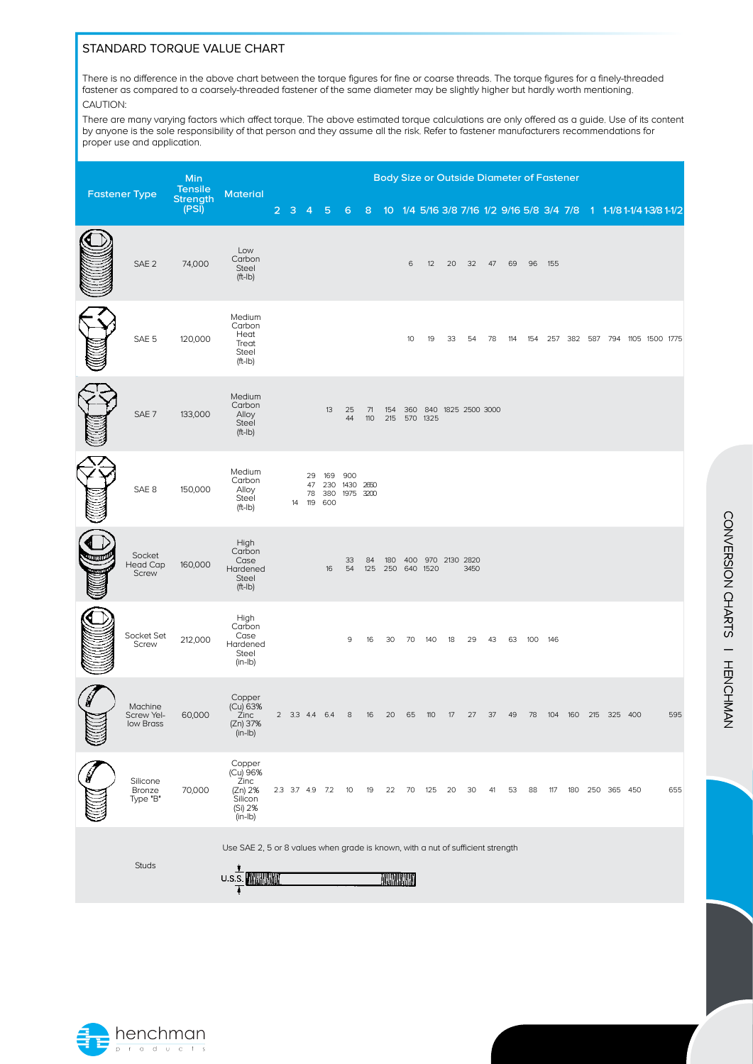## STANDARD TORQUE VALUE CHART

There is no difference in the above chart between the torque figures for fine or coarse threads. The torque figures for a finely-threaded fastener as compared to a coarsely-threaded fastener of the same diameter may be slightly higher but hardly worth mentioning.

CAUTION:

There are many varying factors which affect torque. The above estimated torque calculations are only offered as a guide. Use of its content by anyone is the sole responsibility of that person and they assume all the risk. Refer to fastener manufacturers recommendations for proper use and application.

| Fastener Type | Min Tensile Strength (PSI) | Material | Body Size or Outside Diameter of Fastener | | | | | | | | | | | | | | | | | | | | |
|---|---|---|---|---|---|---|---|---|---|---|---|---|---|---|---|---|---|---|---|---|---|---|---|
| | | | 2 | 3 | 4 | 5 | 6 | 8 | 10 | 1/4 | 5/16 | 3/8 | 7/16 | 1/2 | 9/16 | 5/8 | 3/4 | 7/8 | 1 | 1-1/8 | 1-1/4 | 1-3/8 | 1-1/2 |
| SAE 2 | 74,000 | Low Carbon Steel (ft-lb) | | | | | | | | 6 | 12 | 20 | 32 | 47 | 69 | 96 | 155 | | | | | | |
| SAE 5 | 120,000 | Medium Carbon Heat Treat Steel (ft-lb) | | | | | | | | 10 | 19 | 33 | 54 | 78 | 114 | 154 | 257 | 382 | 587 | 794 | 1105 | 1500 | 1775 |
| SAE 7 | 133,000 | Medium Carbon Alloy Steel (ft-lb) | | | | 13 | 25<br>44 | 71<br>110 | 154<br>215 | 360<br>570 | 840<br>1325 | 1825 | 2500 | 3000 | | | | | | | | | |
| SAE 8 | 150,000 | Medium Carbon Alloy Steel (ft-lb) | | 14 | 29<br>47<br>78<br>119 | 169<br>230<br>380<br>600 | 900<br>1430<br>1975 | 2650<br>3200 | | | | | | | | | | | | | | | |
| Socket Head Cap Screw | 160,000 | High Carbon Case Hardened Steel (ft-lb) | | | | 16 | 33<br>54 | 84<br>125 | 180<br>250 | 400<br>640 | 970<br>1520 | 2130 | 2820<br>3450 | | | | | | | | | | |
| Socket Set Screw | 212,000 | High Carbon Case Hardened Steel (in-lb) | | | | | 9 | 16 | 30 | 70 | 140 | 18 | 29 | 43 | 63 | 100 | 146 | | | | | | |
| Machine Screw Yellow Brass | 60,000 | Copper (Cu) 63% Zinc (Zn) 37% (in-lb) | 2 | 3.3 | 4.4 | 6.4 | 8 | 16 | 20 | 65 | 110 | 17 | 27 | 37 | 49 | 78 | 104 | 160 | 215 | 325 | 400 | | 595 |
| Silicone Bronze Type "B" | 70,000 | Copper (Cu) 96% Zinc (Zn) 2% Silicon (Si) 2% (in-lb) | 2.3 | 3.7 | 4.9 | 7.2 | 10 | 19 | 22 | 70 | 125 | 20 | 30 | 41 | 53 | 88 | 117 | 180 | 250 | 365 | 450 | | 655 |
| Studs | | Use SAE 2, 5 or 8 values when grade is known, with a nut of sufficient strength | | | | | | | | | | | | | | | | | | | | | |

U.S.S.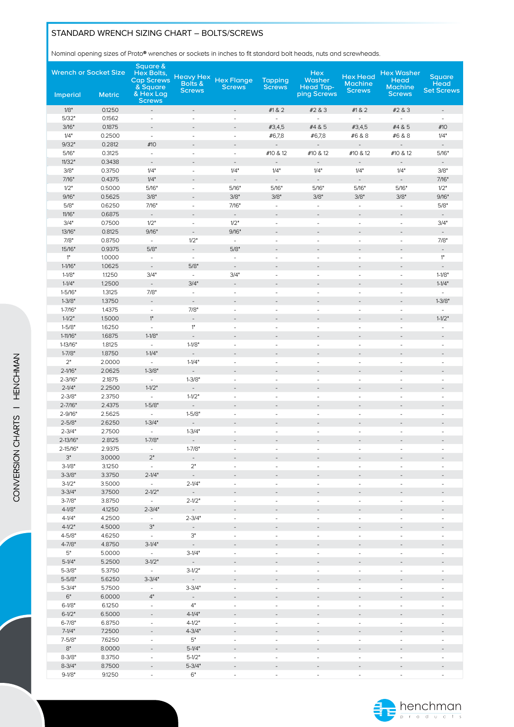## STANDARD WRENCH SIZING CHART – BOLTS/SCREWS

Nominal opening sizes of Proto® wrenches or sockets in inches to fit standard bolt heads, nuts and screwheads.

| Wrench or Socket Size | | Square & Hex Bolts, Cap Screws & Square & Hex Lag Screws | Heavy Hex Bolts & Screws | Hex Flange Screws | Tapping Screws | Hex Washer Head Tapping Screws | Hex Head Machine Screws | Hex Washer Head Machine Screws | Square Head Set Screws |
|---|---|---|---|---|---|---|---|---|---|
| Imperial | Metric | | | | | | | | |
| 1/8" | 0.1250 | - | - | - | #1 & 2 | #2 & 3 | #1 & 2 | #2 & 3 | - |
| 5/32" | 0.1562 | - | - | - | - | - | - | - | - |
| 3/16" | 0.1875 | - | - | - | #3,4,5 | #4 & 5 | #3,4,5 | #4 & 5 | #10 |
| 1/4" | 0.2500 | - | - | - | #6,7,8 | #6,7,8 | #6 & 8 | #6 & 8 | 1/4" |
| 9/32" | 0.2812 | #10 | - | - | - | - | - | - | - |
| 5/16" | 0.3125 | - | - | - | #10 & 12 | #10 & 12 | #10 & 12 | #10 & 12 | 5/16" |
| 11/32" | 0.3438 | - | - | - | - | - | - | - | - |
| 3/8" | 0.3750 | 1/4" | - | 1/4" | 1/4" | 1/4" | 1/4" | 1/4" | 3/8" |
| 7/16" | 0.4375 | 1/4" | - | - | - | - | - | - | 7/16" |
| 1/2" | 0.5000 | 5/16" | - | 5/16" | 5/16" | 5/16" | 5/16" | 5/16" | 1/2" |
| 9/16" | 0.5625 | 3/8" | - | 3/8" | 3/8" | 3/8" | 3/8" | 3/8" | 9/16" |
| 5/8" | 0.6250 | 7/16" | - | 7/16" | - | - | - | - | 5/8" |
| 11/16" | 0.6875 | - | - | - | - | - | - | - | - |
| 3/4" | 0.7500 | 1/2" | - | 1/2" | - | - | - | - | 3/4" |
| 13/16" | 0.8125 | 9/16" | - | 9/16" | - | - | - | - | - |
| 7/8" | 0.8750 | - | 1/2" | - | - | - | - | - | 7/8" |
| 15/16" | 0.9375 | 5/8" | - | 5/8" | - | - | - | - | - |
| 1" | 1.0000 | - | - | - | - | - | - | - | 1" |
| 1-1/16" | 1.0625 | - | 5/8" | - | - | - | - | - | - |
| 1-1/8" | 1.1250 | 3/4" | - | 3/4" | - | - | - | - | 1-1/8" |
| 1-1/4" | 1.2500 | - | 3/4" | - | - | - | - | - | 1-1/4" |
| 1-5/16" | 1.3125 | 7/8" | - | - | - | - | - | - | - |
| 1-3/8" | 1.3750 | - | - | - | - | - | - | - | 1-3/8" |
| 1-7/16" | 1.4375 | - | 7/8" | - | - | - | - | - | - |
| 1-1/2" | 1.5000 | 1" | - | - | - | - | - | - | 1-1/2" |
| 1-5/8" | 1.6250 | - | 1" | - | - | - | - | - | - |
| 1-11/16" | 1.6875 | 1-1/8" | - | - | - | - | - | - | - |
| 1-13/16" | 1.8125 | - | 1-1/8" | - | - | - | - | - | - |
| 1-7/8" | 1.8750 | 1-1/4" | - | - | - | - | - | - | - |
| 2" | 2.0000 | - | 1-1/4" | - | - | - | - | - | - |
| 2-1/16" | 2.0625 | 1-3/8" | - | - | - | - | - | - | - |
| 2-3/16" | 2.1875 | - | 1-3/8" | - | - | - | - | - | - |
| 2-1/4" | 2.2500 | 1-1/2" | - | - | - | - | - | - | - |
| 2-3/8" | 2.3750 | - | 1-1/2" | - | - | - | - | - | - |
| 2-7/16" | 2.4375 | 1-5/8" | - | - | - | - | - | - | - |
| 2-9/16" | 2.5625 | - | 1-5/8" | - | - | - | - | - | - |
| 2-5/8" | 2.6250 | 1-3/4" | - | - | - | - | - | - | - |
| 2-3/4" | 2.7500 | - | 1-3/4" | - | - | - | - | - | - |
| 2-13/16" | 2.8125 | 1-7/8" | - | - | - | - | - | - | - |
| 2-15/16" | 2.9375 | - | 1-7/8" | - | - | - | - | - | - |
| 3" | 3.0000 | 2" | - | - | - | - | - | - | - |
| 3-1/8" | 3.1250 | - | 2" | - | - | - | - | - | - |
| 3-3/8" | 3.3750 | 2-1/4" | - | - | - | - | - | - | - |
| 3-1/2" | 3.5000 | - | 2-1/4" | - | - | - | - | - | - |
| 3-3/4" | 3.7500 | 2-1/2" | - | - | - | - | - | - | - |
| 3-7/8" | 3.8750 | - | 2-1/2" | - | - | - | - | - | - |
| 4-1/8" | 4.1250 | 2-3/4" | - | - | - | - | - | - | - |
| 4-1/4" | 4.2500 | - | 2-3/4" | - | - | - | - | - | - |
| 4-1/2" | 4.5000 | 3" | - | - | - | - | - | - | - |
| 4-5/8" | 4.6250 | - | 3" | - | - | - | - | - | - |
| 4-7/8" | 4.8750 | 3-1/4" | - | - | - | - | - | - | - |
| 5" | 5.0000 | - | 3-1/4" | - | - | - | - | - | - |
| 5-1/4" | 5.2500 | 3-1/2" | - | - | - | - | - | - | - |
| 5-3/8" | 5.3750 | - | 3-1/2" | - | - | - | - | - | - |
| 5-5/8" | 5.6250 | 3-3/4" | - | - | - | - | - | - | - |
| 5-3/4" | 5.7500 | - | 3-3/4" | - | - | - | - | - | - |
| 6" | 6.0000 | 4" | - | - | - | - | - | - | - |
| 6-1/8" | 6.1250 | - | 4" | - | - | - | - | - | - |
| 6-1/2" | 6.5000 | - | 4-1/4" | - | - | - | - | - | - |
| 6-7/8" | 6.8750 | - | 4-1/2" | - | - | - | - | - | - |
| 7-1/4" | 7.2500 | - | 4-3/4" | - | - | - | - | - | - |
| 7-5/8" | 7.6250 | - | 5" | - | - | - | - | - | - |
| 8" | 8.0000 | - | 5-1/4" | - | - | - | - | - | - |
| 8-3/8" | 8.3750 | - | 5-1/2" | - | - | - | - | - | - |
| 8-3/4" | 8.7500 | - | 5-3/4" | - | - | - | - | - | - |
| 9-1/8" | 9.1250 | - | 6" | - | - | - | - | - | - |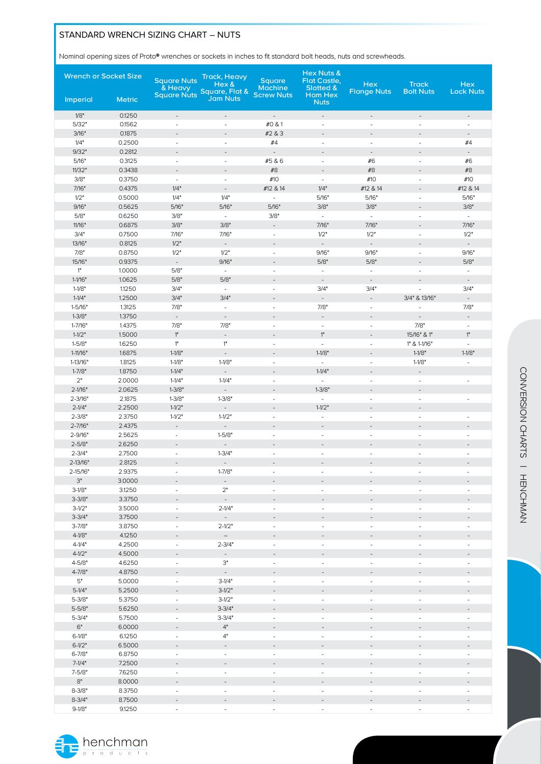## STANDARD WRENCH SIZING CHART – NUTS

Nominal opening sizes of Proto® wrenches or sockets in inches to fit standard bolt heads, nuts and screwheads.

| Wrench or Socket Size | | Square Nuts & Heavy Square Nuts | Track, Heavy Hex & Square, Flat & Jam Nuts | Square Machine Screw Nuts | Hex Nuts & Flat Castle, Slotted & Ham Hex Nuts | Hex Flange Nuts | Track Bolt Nuts | Hex Lock Nuts |
|---|---|---|---|---|---|---|---|---|
| Imperial | Metric | | | | | | | |
| 1/8" | 0.1250 | - | - | - | - | - | - | - |
| 5/32" | 0.1562 | - | - | #0 & 1 | - | - | - | - |
| 3/16" | 0.1875 | - | - | #2 & 3 | - | - | - | - |
| 1/4" | 0.2500 | - | - | #4 | - | - | - | #4 |
| 9/32" | 0.2812 | - | - | - | - | - | - | - |
| 5/16" | 0.3125 | - | - | #5 & 6 | - | #6 | - | #6 |
| 11/32" | 0.3438 | - | - | #8 | - | #8 | - | #8 |
| 3/8" | 0.3750 | - | - | #10 | - | #10 | - | #10 |
| 7/16" | 0.4375 | 1/4" | - | #12 & 14 | 1/4" | #12 & 14 | - | #12 & 14 |
| 1/2" | 0.5000 | 1/4" | 1/4" | - | 5/16" | 5/16" | - | 5/16" |
| 9/16" | 0.5625 | 5/16" | 5/16" | 5/16" | 3/8" | 3/8" | - | 3/8" |
| 5/8" | 0.6250 | 3/8" | - | 3/8" | - | - | - | - |
| 11/16" | 0.6875 | 3/8" | 3/8" | - | 7/16" | 7/16" | - | 7/16" |
| 3/4" | 0.7500 | 7/16" | 7/16" | - | 1/2" | 1/2" | - | 1/2" |
| 13/16" | 0.8125 | 1/2" | - | - | - | - | - | - |
| 7/8" | 0.8750 | 1/2" | 1/2" | - | 9/16" | 9/16" | - | 9/16" |
| 15/16" | 0.9375 | - | 9/16" | - | 5/8" | 5/8" | - | 5/8" |
| 1" | 1.0000 | 5/8" | - | - | - | - | - | - |
| 1-1/16" | 1.0625 | 5/8" | 5/8" | - | - | - | - | - |
| 1-1/8" | 1.1250 | 3/4" | - | - | 3/4" | 3/4" | - | 3/4" |
| 1-1/4" | 1.2500 | 3/4" | 3/4" | - | - | - | 3/4" & 13/16" | - |
| 1-5/16" | 1.3125 | 7/8" | - | - | 7/8" | - | - | 7/8" |
| 1-3/8" | 1.3750 | - | - | - | - | - | - | - |
| 1-7/16" | 1.4375 | 7/8" | 7/8" | - | - | - | 7/8" | - |
| 1-1/2" | 1.5000 | 1" | - | - | 1" | - | 15/16" & 1" | 1" |
| 1-5/8" | 1.6250 | 1" | 1" | - | - | - | 1" & 1-1/16" | - |
| 1-11/16" | 1.6875 | 1-1/8" | - | - | 1-1/8" | - | 1-1/8" | 1-1/8" |
| 1-13/16" | 1.8125 | 1-1/8" | 1-1/8" | - | - | - | 1-1/8" | - |
| 1-7/8" | 1.8750 | 1-1/4" | - | - | 1-1/4" | - | - | |
| 2" | 2.0000 | 1-1/4" | 1-1/4" | - | - | - | - | - |
| 2-1/16" | 2.0625 | 1-3/8" | - | - | 1-3/8" | - | - | |
| 2-3/16" | 2.1875 | 1-3/8" | 1-3/8" | - | - | - | - | - |
| 2-1/4" | 2.2500 | 1-1/2" | - | - | 1-1/2" | - | - | |
| 2-3/8" | 2.3750 | 1-1/2" | 1-1/2" | - | - | - | - | - |
| 2-7/16" | 2.4375 | - | - | - | - | - | - | - |
| 2-9/16" | 2.5625 | - | 1-5/8" | - | - | - | - | - |
| 2-5/8" | 2.6250 | - | - | - | - | - | - | - |
| 2-3/4" | 2.7500 | - | 1-3/4" | - | - | - | - | - |
| 2-13/16" | 2.8125 | - | - | - | - | - | - | - |
| 2-15/16" | 2.9375 | - | 1-7/8" | - | - | - | - | - |
| 3" | 3.0000 | - | - | - | - | - | - | - |
| 3-1/8" | 3.1250 | - | 2" | - | - | - | - | - |
| 3-3/8" | 3.3750 | - | - | - | - | - | - | - |
| 3-1/2" | 3.5000 | - | 2-1/4" | - | - | - | - | - |
| 3-3/4" | 3.7500 | - | - | - | - | - | - | - |
| 3-7/8" | 3.8750 | - | 2-1/2" | - | - | - | - | - |
| 4-1/8" | 4.1250 | - | - | - | - | - | - | - |
| 4-1/4" | 4.2500 | - | 2-3/4" | - | - | - | - | - |
| 4-1/2" | 4.5000 | - | - | - | - | - | - | - |
| 4-5/8" | 4.6250 | - | 3" | - | - | - | - | - |
| 4-7/8" | 4.8750 | - | - | - | - | - | - | - |
| 5" | 5.0000 | - | 3-1/4" | - | - | - | - | - |
| 5-1/4" | 5.2500 | - | 3-1/2" | - | - | - | - | - |
| 5-3/8" | 5.3750 | - | 3-1/2" | - | - | - | - | - |
| 5-5/8" | 5.6250 | - | 3-3/4" | - | - | - | - | - |
| 5-3/4" | 5.7500 | - | 3-3/4" | - | - | - | - | - |
| 6" | 6.0000 | - | 4" | - | - | - | - | - |
| 6-1/8" | 6.1250 | - | 4" | - | - | - | - | - |
| 6-1/2" | 6.5000 | - | - | - | - | - | - | - |
| 6-7/8" | 6.8750 | - | - | - | - | - | - | - |
| 7-1/4" | 7.2500 | - | - | - | - | - | - | - |
| 7-5/8" | 7.6250 | - | - | - | - | - | - | - |
| 8" | 8.0000 | - | - | - | - | - | - | - |
| 8-3/8" | 8.3750 | - | - | - | - | - | - | - |
| 8-3/4" | 8.7500 | - | - | - | - | - | - | - |
| 9-1/8" | 9.1250 | - | - | - | - | - | - | - |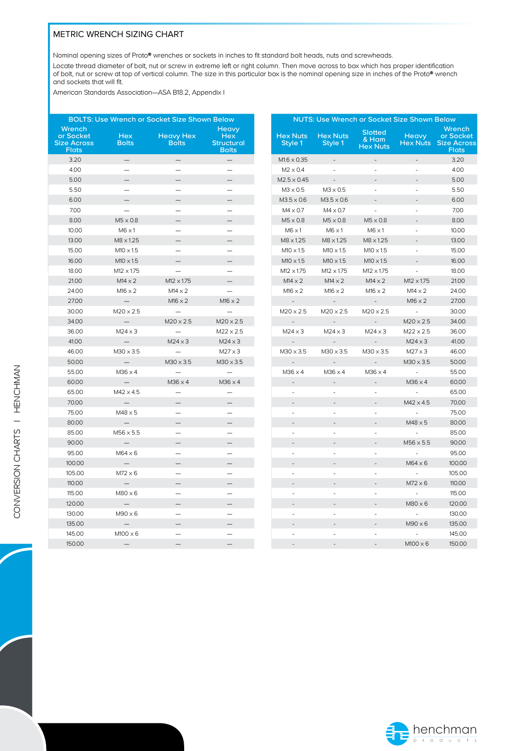## METRIC WRENCH SIZING CHART

Nominal opening sizes of Proto® wrenches or sockets in inches to fit standard bolt heads, nuts and screwheads.

Locate thread diameter of bolt, nut or screw in extreme left or right column. Then move across to box which has proper identification of bolt, nut or screw at top of vertical column. The size in this particular box is the nominal opening size in inches of the Proto® wrench and sockets that will fit.

American Standards Association—ASA B18.2, Appendix I

| BOLTS: Use Wrench or Socket Size Shown Below | | | |
|---|---|---|---|
| Wrench or Socket Size Across Flats | Hex Bolts | Heavy Hex Bolts | Heavy Hex Structural Bolts |
| 3.20 | — | — | — |
| 4.00 | — | — | — |
| 5.00 | — | — | — |
| 5.50 | — | — | — |
| 6.00 | — | — | — |
| 7.00 | — | — | — |
| 8.00 | M5 x 0.8 | — | — |
| 10.00 | M6 x 1 | — | — |
| 13.00 | M8 x 1.25 | — | — |
| 15.00 | M10 x 1.5 | — | — |
| 16.00 | M10 x 1.5 | — | — |
| 18.00 | M12 x 1.75 | — | — |
| 21.00 | M14 x 2 | M12 x 1.75 | — |
| 24.00 | M16 x 2 | M14 x 2 | — |
| 27.00 | — | M16 x 2 | M16 x 2 |
| 30.00 | M20 x 2.5 | — | — |
| 34.00 | — | M20 x 2.5 | M20 x 2.5 |
| 36.00 | M24 x 3 | — | M22 x 2.5 |
| 41.00 | — | M24 x 3 | M24 x 3 |
| 46.00 | M30 x 3.5 | — | M27 x 3 |
| 50.00 | — | M30 x 3.5 | M30 x 3.5 |
| 55.00 | M36 x 4 | — | — |
| 60.00 | — | M36 x 4 | M36 x 4 |
| 65.00 | M42 x 4.5 | — | — |
| 70.00 | — | — | — |
| 75.00 | M48 x 5 | — | — |
| 80.00 | — | — | — |
| 85.00 | M56 x 5.5 | — | — |
| 90.00 | — | — | — |
| 95.00 | M64 x 6 | — | — |
| 100.00 | — | — | — |
| 105.00 | M72 x 6 | — | — |
| 110.00 | — | — | — |
| 115.00 | M80 x 6 | — | — |
| 120.00 | — | — | — |
| 130.00 | M90 x 6 | — | — |
| 135.00 | — | — | — |
| 145.00 | M100 x 6 | — | — |
| 150.00 | — | — | — |

| NUTS: Use Wrench or Socket Size Shown Below | | | | |
|---|---|---|---|---|
| Hex Nuts Style 1 | Hex Nuts Style 1 | Slotted & Ham Hex Nuts | Heavy Hex Nuts | Wrench or Socket Size Across Flats |
| M1.6 x 0.35 | - | - | - | 3.20 |
| M2 x 0.4 | - | - | - | 4.00 |
| M2.5 x 0.45 | - | - | - | 5.00 |
| M3 x 0.5 | M3 x 0.5 | - | - | 5.50 |
| M3.5 x 0.6 | M3.5 x 0.6 | - | - | 6.00 |
| M4 x 0.7 | M4 x 0.7 | - | - | 7.00 |
| M5 x 0.8 | M5 x 0.8 | M5 x 0.8 | - | 8.00 |
| M6 x 1 | M6 x 1 | M6 x 1 | - | 10.00 |
| M8 x 1.25 | M8 x 1.25 | M8 x 1.25 | - | 13.00 |
| M10 x 1.5 | M10 x 1.5 | M10 x 1.5 | - | 15.00 |
| M10 x 1.5 | M10 x 1.5 | M10 x 1.5 | - | 16.00 |
| M12 x 1.75 | M12 x 1.75 | M12 x 1.75 | - | 18.00 |
| M14 x 2 | M14 x 2 | M14 x 2 | M12 x 1.75 | 21.00 |
| M16 x 2 | M16 x 2 | M16 x 2 | M14 x 2 | 24.00 |
| - | - | - | M16 x 2 | 27.00 |
| M20 x 2.5 | M20 x 2.5 | M20 x 2.5 | - | 30.00 |
| - | - | - | M20 x 2.5 | 34.00 |
| M24 x 3 | M24 x 3 | M24 x 3 | M22 x 2.5 | 36.00 |
| - | - | - | M24 x 3 | 41.00 |
| M30 x 3.5 | M30 x 3.5 | M30 x 3.5 | M27 x 3 | 46.00 |
| - | - | - | M30 x 3.5 | 50.00 |
| M36 x 4 | M36 x 4 | M36 x 4 | - | 55.00 |
| - | - | - | M36 x 4 | 60.00 |
| - | - | - | - | 65.00 |
| - | - | - | M42 x 4.5 | 70.00 |
| - | - | - | - | 75.00 |
| - | - | - | M48 x 5 | 80.00 |
| - | - | - | - | 85.00 |
| - | - | - | M56 x 5.5 | 90.00 |
| - | - | - | - | 95.00 |
| - | - | - | M64 x 6 | 100.00 |
| - | - | - | - | 105.00 |
| - | - | - | M72 x 6 | 110.00 |
| - | - | - | - | 115.00 |
| - | - | - | M80 x 6 | 120.00 |
| - | - | - | - | 130.00 |
| - | - | - | M90 x 6 | 135.00 |
| - | - | - | - | 145.00 |
| - | - | - | M100 x 6 | 150.00 |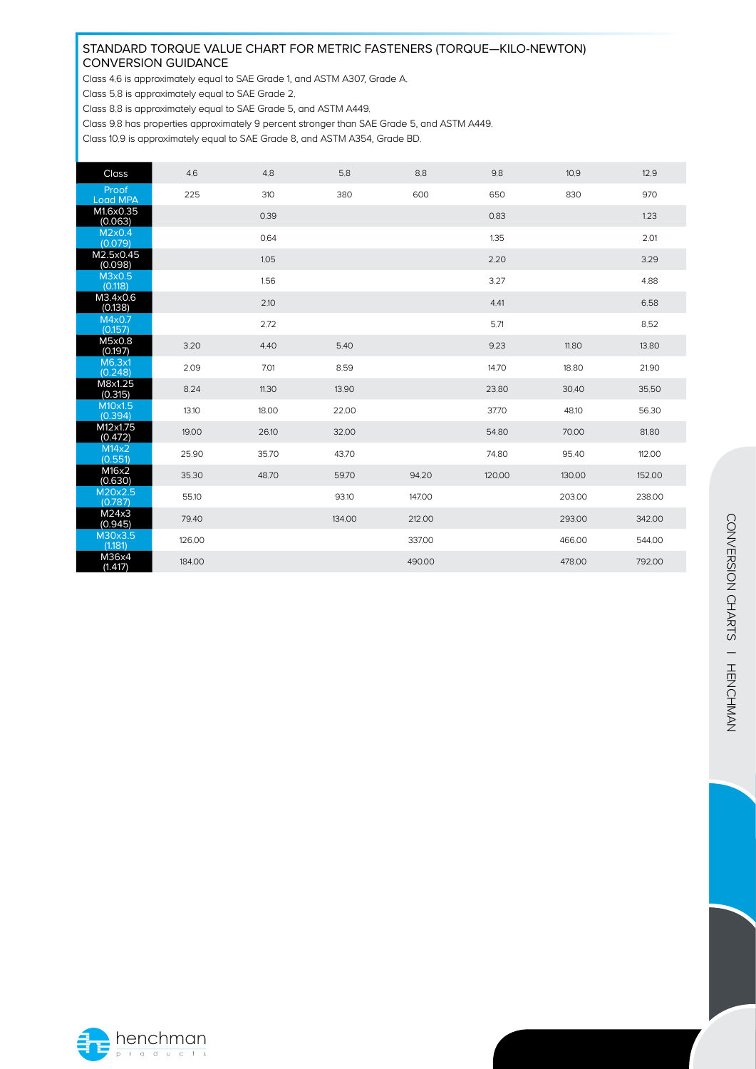## STANDARD TORQUE VALUE CHART FOR METRIC FASTENERS (TORQUE—KILO-NEWTON) CONVERSION GUIDANCE

Class 4.6 is approximately equal to SAE Grade 1, and ASTM A307, Grade A.

Class 5.8 is approximately equal to SAE Grade 2.

Class 8.8 is approximately equal to SAE Grade 5, and ASTM A449.

Class 9.8 has properties approximately 9 percent stronger than SAE Grade 5, and ASTM A449.

Class 10.9 is approximately equal to SAE Grade 8, and ASTM A354, Grade BD.

| Class | 4.6 | 4.8 | 5.8 | 8.8 | 9.8 | 10.9 | 12.9 |
|---|---|---|---|---|---|---|---|
| Proof Load MPA | 225 | 310 | 380 | 600 | 650 | 830 | 970 |
| M1.6x0.35 (0.063) | | 0.39 | | | 0.83 | | 1.23 |
| M2x0.4 (0.079) | | 0.64 | | | 1.35 | | 2.01 |
| M2.5x0.45 (0.098) | | 1.05 | | | 2.20 | | 3.29 |
| M3x0.5 (0.118) | | 1.56 | | | 3.27 | | 4.88 |
| M3.4x0.6 (0.138) | | 2.10 | | | 4.41 | | 6.58 |
| M4x0.7 (0.157) | | 2.72 | | | 5.71 | | 8.52 |
| M5x0.8 (0.197) | 3.20 | 4.40 | 5.40 | | 9.23 | 11.80 | 13.80 |
| M6.3x1 (0.248) | 2.09 | 7.01 | 8.59 | | 14.70 | 18.80 | 21.90 |
| M8x1.25 (0.315) | 8.24 | 11.30 | 13.90 | | 23.80 | 30.40 | 35.50 |
| M10x1.5 (0.394) | 13.10 | 18.00 | 22.00 | | 37.70 | 48.10 | 56.30 |
| M12x1.75 (0.472) | 19.00 | 26.10 | 32.00 | | 54.80 | 70.00 | 81.80 |
| M14x2 (0.551) | 25.90 | 35.70 | 43.70 | | 74.80 | 95.40 | 112.00 |
| M16x2 (0.630) | 35.30 | 48.70 | 59.70 | 94.20 | 120.00 | 130.00 | 152.00 |
| M20x2.5 (0.787) | 55.10 | | 93.10 | 147.00 | | 203.00 | 238.00 |
| M24x3 (0.945) | 79.40 | | 134.00 | 212.00 | | 293.00 | 342.00 |
| M30x3.5 (1.181) | 126.00 | | | 337.00 | | 466.00 | 544.00 |
| M36x4 (1.417) | 184.00 | | | 490.00 | | 478.00 | 792.00 |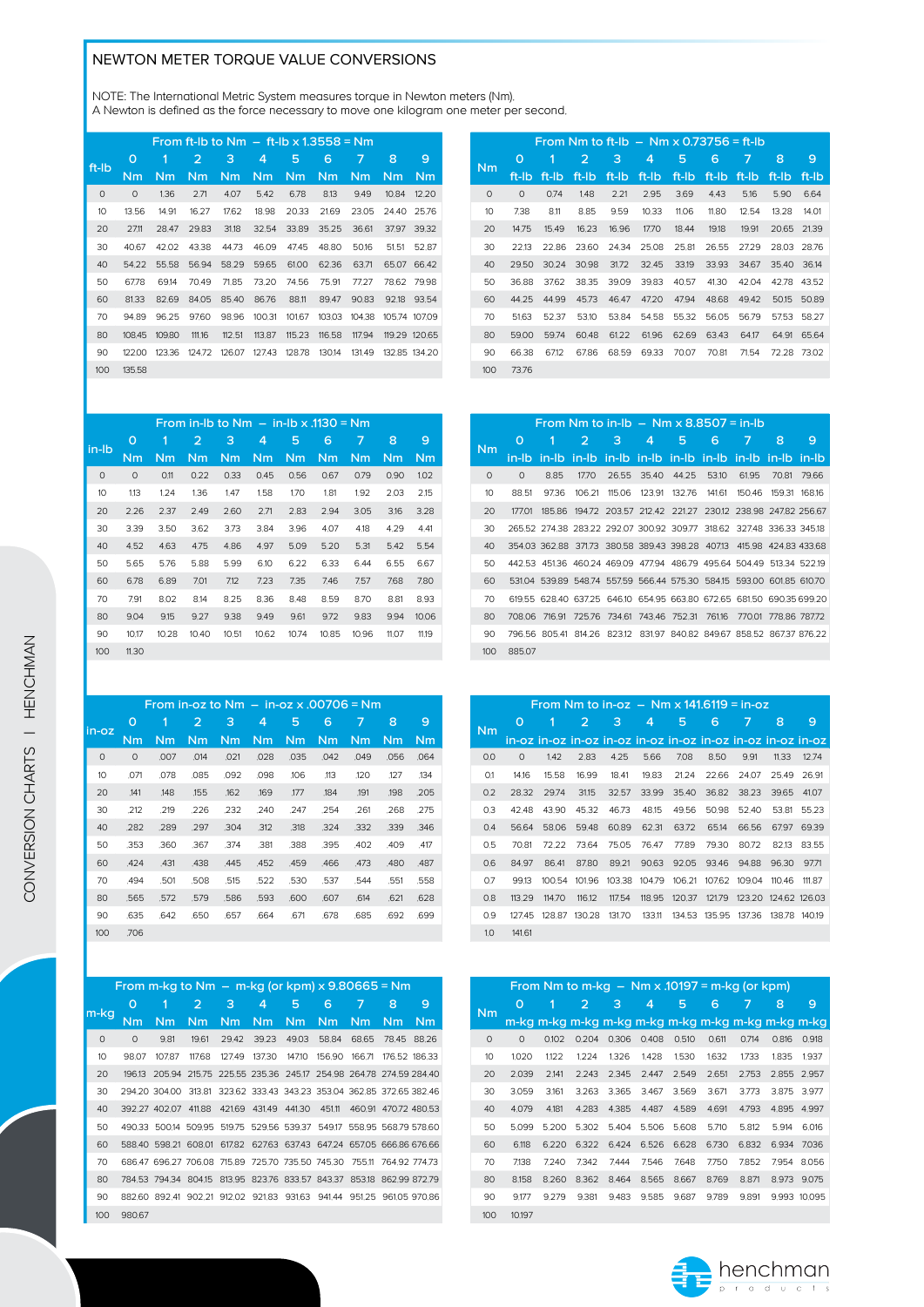# NEWTON METER TORQUE VALUE CONVERSIONS

NOTE: The International Metric System measures torque in Newton meters (Nm).
A Newton is defined as the force necessary to move one kilogram one meter per second.

## From ft-lb to Nm – ft-lb x 1.3558 = Nm

| ft-lb | 0 Nm | 1 Nm | 2 Nm | 3 Nm | 4 Nm | 5 Nm | 6 Nm | 7 Nm | 8 Nm | 9 Nm |
|---|---|---|---|---|---|---|---|---|---|---|
| 0 | 0 | 1.36 | 2.71 | 4.07 | 5.42 | 6.78 | 8.13 | 9.49 | 10.84 | 12.20 |
| 10 | 13.56 | 14.91 | 16.27 | 17.62 | 18.98 | 20.33 | 21.69 | 23.05 | 24.40 | 25.76 |
| 20 | 27.11 | 28.47 | 29.83 | 31.18 | 32.54 | 33.89 | 35.25 | 36.61 | 37.97 | 39.32 |
| 30 | 40.67 | 42.02 | 43.38 | 44.73 | 46.09 | 47.45 | 48.80 | 50.16 | 51.51 | 52.87 |
| 40 | 54.22 | 55.58 | 56.94 | 58.29 | 59.65 | 61.00 | 62.36 | 63.71 | 65.07 | 66.42 |
| 50 | 67.78 | 69.14 | 70.49 | 71.85 | 73.20 | 74.56 | 75.91 | 77.27 | 78.62 | 79.98 |
| 60 | 81.33 | 82.69 | 84.05 | 85.40 | 86.76 | 88.11 | 89.47 | 90.83 | 92.18 | 93.54 |
| 70 | 94.89 | 96.25 | 97.60 | 98.96 | 100.31 | 101.67 | 103.03 | 104.38 | 105.74 | 107.09 |
| 80 | 108.45 | 109.80 | 111.16 | 112.51 | 113.87 | 115.23 | 116.58 | 117.94 | 119.29 | 120.65 |
| 90 | 122.00 | 123.36 | 124.72 | 126.07 | 127.43 | 128.78 | 130.14 | 131.49 | 132.85 | 134.20 |
| 100 | 135.58 | | | | | | | | | |

## From Nm to ft-lb – Nm x 0.73756 = ft-lb

| Nm | 0 ft-lb | 1 ft-lb | 2 ft-lb | 3 ft-lb | 4 ft-lb | 5 ft-lb | 6 ft-lb | 7 ft-lb | 8 ft-lb | 9 ft-lb |
|---|---|---|---|---|---|---|---|---|---|---|
| 0 | 0 | 0.74 | 1.48 | 2.21 | 2.95 | 3.69 | 4.43 | 5.16 | 5.90 | 6.64 |
| 10 | 7.38 | 8.11 | 8.85 | 9.59 | 10.33 | 11.06 | 11.80 | 12.54 | 13.28 | 14.01 |
| 20 | 14.75 | 15.49 | 16.23 | 16.96 | 17.70 | 18.44 | 19.18 | 19.91 | 20.65 | 21.39 |
| 30 | 22.13 | 22.86 | 23.60 | 24.34 | 25.08 | 25.81 | 26.55 | 27.29 | 28.03 | 28.76 |
| 40 | 29.50 | 30.24 | 30.98 | 31.72 | 32.45 | 33.19 | 33.93 | 34.67 | 35.40 | 36.14 |
| 50 | 36.88 | 37.62 | 38.35 | 39.09 | 39.83 | 40.57 | 41.30 | 42.04 | 42.78 | 43.52 |
| 60 | 44.25 | 44.99 | 45.73 | 46.47 | 47.20 | 47.94 | 48.68 | 49.42 | 50.15 | 50.89 |
| 70 | 51.63 | 52.37 | 53.10 | 53.84 | 54.58 | 55.32 | 56.05 | 56.79 | 57.53 | 58.27 |
| 80 | 59.00 | 59.74 | 60.48 | 61.22 | 61.96 | 62.69 | 63.43 | 64.17 | 64.91 | 65.64 |
| 90 | 66.38 | 67.12 | 67.86 | 68.59 | 69.33 | 70.07 | 70.81 | 71.54 | 72.28 | 73.02 |
| 100 | 73.76 | | | | | | | | | |

## From in-lb to Nm – in-lb x .1130 = Nm

| in-lb | 0 Nm | 1 Nm | 2 Nm | 3 Nm | 4 Nm | 5 Nm | 6 Nm | 7 Nm | 8 Nm | 9 Nm |
|---|---|---|---|---|---|---|---|---|---|---|
| 0 | 0 | 0.11 | 0.22 | 0.33 | 0.45 | 0.56 | 0.67 | 0.79 | 0.90 | 1.02 |
| 10 | 1.13 | 1.24 | 1.36 | 1.47 | 1.58 | 1.70 | 1.81 | 1.92 | 2.03 | 2.15 |
| 20 | 2.26 | 2.37 | 2.49 | 2.60 | 2.71 | 2.83 | 2.94 | 3.05 | 3.16 | 3.28 |
| 30 | 3.39 | 3.50 | 3.62 | 3.73 | 3.84 | 3.96 | 4.07 | 4.18 | 4.29 | 4.41 |
| 40 | 4.52 | 4.63 | 4.75 | 4.86 | 4.97 | 5.09 | 5.20 | 5.31 | 5.42 | 5.54 |
| 50 | 5.65 | 5.76 | 5.88 | 5.99 | 6.10 | 6.22 | 6.33 | 6.44 | 6.55 | 6.67 |
| 60 | 6.78 | 6.89 | 7.01 | 7.12 | 7.23 | 7.35 | 7.46 | 7.57 | 7.68 | 7.80 |
| 70 | 7.91 | 8.02 | 8.14 | 8.25 | 8.36 | 8.48 | 8.59 | 8.70 | 8.81 | 8.93 |
| 80 | 9.04 | 9.15 | 9.27 | 9.38 | 9.49 | 9.61 | 9.72 | 9.83 | 9.94 | 10.06 |
| 90 | 10.17 | 10.28 | 10.40 | 10.51 | 10.62 | 10.74 | 10.85 | 10.96 | 11.07 | 11.19 |
| 100 | 11.30 | | | | | | | | | |

## From Nm to in-lb – Nm x 8.8507 = in-lb

| Nm | 0 in-lb | 1 in-lb | 2 in-lb | 3 in-lb | 4 in-lb | 5 in-lb | 6 in-lb | 7 in-lb | 8 in-lb | 9 in-lb |
|---|---|---|---|---|---|---|---|---|---|---|
| 0 | 0 | 8.85 | 17.70 | 26.55 | 35.40 | 44.25 | 53.10 | 61.95 | 70.81 | 79.66 |
| 10 | 88.51 | 97.36 | 106.21 | 115.06 | 123.91 | 132.76 | 141.61 | 150.46 | 159.31 | 168.16 |
| 20 | 177.01 | 185.86 | 194.72 | 203.57 | 212.42 | 221.27 | 230.12 | 238.98 | 247.82 | 256.67 |
| 30 | 265.52 | 274.38 | 283.22 | 292.07 | 300.92 | 309.77 | 318.62 | 327.48 | 336.33 | 345.18 |
| 40 | 354.03 | 362.88 | 371.73 | 380.58 | 389.43 | 398.28 | 407.13 | 415.98 | 424.83 | 433.68 |
| 50 | 442.53 | 451.36 | 460.24 | 469.09 | 477.94 | 486.79 | 495.64 | 504.49 | 513.34 | 522.19 |
| 60 | 531.04 | 539.89 | 548.74 | 557.59 | 566.44 | 575.30 | 584.15 | 593.00 | 601.85 | 610.70 |
| 70 | 619.55 | 628.40 | 637.25 | 646.10 | 654.95 | 663.80 | 672.65 | 681.50 | 690.35 | 699.20 |
| 80 | 708.06 | 716.91 | 725.76 | 734.61 | 743.46 | 752.31 | 761.16 | 770.01 | 778.86 | 787.72 |
| 90 | 796.56 | 805.41 | 814.26 | 823.12 | 831.97 | 840.82 | 849.67 | 858.52 | 867.37 | 876.22 |
| 100 | 885.07 | | | | | | | | | |

## From in-oz to Nm – in-oz x .00706 = Nm

| in-oz | 0 Nm | 1 Nm | 2 Nm | 3 Nm | 4 Nm | 5 Nm | 6 Nm | 7 Nm | 8 Nm | 9 Nm |
|---|---|---|---|---|---|---|---|---|---|---|
| 0 | 0 | .007 | .014 | .021 | .028 | .035 | .042 | .049 | .056 | .064 |
| 10 | .071 | .078 | .085 | .092 | .098 | .106 | .113 | .120 | .127 | .134 |
| 20 | .141 | .148 | .155 | .162 | .169 | .177 | .184 | .191 | .198 | .205 |
| 30 | .212 | .219 | .226 | .232 | .240 | .247 | .254 | .261 | .268 | .275 |
| 40 | .282 | .289 | .297 | .304 | .312 | .318 | .324 | .332 | .339 | .346 |
| 50 | .353 | .360 | .367 | .374 | .381 | .388 | .395 | .402 | .409 | .417 |
| 60 | .424 | .431 | .438 | .445 | .452 | .459 | .466 | .473 | .480 | .487 |
| 70 | .494 | .501 | .508 | .515 | .522 | .530 | .537 | .544 | .551 | .558 |
| 80 | .565 | .572 | .579 | .586 | .593 | .600 | .607 | .614 | .621 | .628 |
| 90 | .635 | .642 | .650 | .657 | .664 | .671 | .678 | .685 | .692 | .699 |
| 100 | .706 | | | | | | | | | |

## From Nm to in-oz – Nm x 141.6119 = in-oz

| Nm | 0 in-oz | 1 in-oz | 2 in-oz | 3 in-oz | 4 in-oz | 5 in-oz | 6 in-oz | 7 in-oz | 8 in-oz | 9 in-oz |
|---|---|---|---|---|---|---|---|---|---|---|
| 0.0 | 0 | 1.42 | 2.83 | 4.25 | 5.66 | 7.08 | 8.50 | 9.91 | 11.33 | 12.74 |
| 0.1 | 14.16 | 15.58 | 16.99 | 18.41 | 19.83 | 21.24 | 22.66 | 24.07 | 25.49 | 26.91 |
| 0.2 | 28.32 | 29.74 | 31.15 | 32.57 | 33.99 | 35.40 | 36.82 | 38.23 | 39.65 | 41.07 |
| 0.3 | 42.48 | 43.90 | 45.32 | 46.73 | 48.15 | 49.56 | 50.98 | 52.40 | 53.81 | 55.23 |
| 0.4 | 56.64 | 58.06 | 59.48 | 60.89 | 62.31 | 63.72 | 65.14 | 66.56 | 67.97 | 69.39 |
| 0.5 | 70.81 | 72.22 | 73.64 | 75.05 | 76.47 | 77.89 | 79.30 | 80.72 | 82.13 | 83.55 |
| 0.6 | 84.97 | 86.41 | 87.80 | 89.21 | 90.63 | 92.05 | 93.46 | 94.88 | 96.30 | 97.71 |
| 0.7 | 99.13 | 100.54 | 101.96 | 103.38 | 104.79 | 106.21 | 107.62 | 109.04 | 110.46 | 111.87 |
| 0.8 | 113.29 | 114.70 | 116.12 | 117.54 | 118.95 | 120.37 | 121.79 | 123.20 | 124.62 | 126.03 |
| 0.9 | 127.45 | 128.87 | 130.28 | 131.70 | 133.11 | 134.53 | 135.95 | 137.36 | 138.78 | 140.19 |
| 1.0 | 141.61 | | | | | | | | | |

## From m-kg to Nm – m-kg (or kpm) x 9.80665 = Nm

| m-kg | 0 Nm | 1 Nm | 2 Nm | 3 Nm | 4 Nm | 5 Nm | 6 Nm | 7 Nm | 8 Nm | 9 Nm |
|---|---|---|---|---|---|---|---|---|---|---|
| 0 | 0 | 9.81 | 19.61 | 29.42 | 39.23 | 49.03 | 58.84 | 68.65 | 78.45 | 88.26 |
| 10 | 98.07 | 107.87 | 117.68 | 127.49 | 137.30 | 147.10 | 156.90 | 166.71 | 176.52 | 186.33 |
| 20 | 196.13 | 205.94 | 215.75 | 225.55 | 235.36 | 245.17 | 254.98 | 264.78 | 274.59 | 284.40 |
| 30 | 294.20 | 304.00 | 313.81 | 323.62 | 333.43 | 343.23 | 353.04 | 362.85 | 372.65 | 382.46 |
| 40 | 392.27 | 402.07 | 411.88 | 421.69 | 431.49 | 441.30 | 451.11 | 460.91 | 470.72 | 480.53 |
| 50 | 490.33 | 500.14 | 509.95 | 519.75 | 529.56 | 539.37 | 549.17 | 558.95 | 568.79 | 578.60 |
| 60 | 588.40 | 598.21 | 608.01 | 617.82 | 627.63 | 637.43 | 647.24 | 657.05 | 666.86 | 676.66 |
| 70 | 686.47 | 696.27 | 706.08 | 715.89 | 725.70 | 735.50 | 745.30 | 755.11 | 764.92 | 774.73 |
| 80 | 784.53 | 794.34 | 804.15 | 813.95 | 823.76 | 833.57 | 843.37 | 853.18 | 862.99 | 872.79 |
| 90 | 882.60 | 892.41 | 902.21 | 912.02 | 921.83 | 931.63 | 941.44 | 951.25 | 961.05 | 970.86 |
| 100 | 980.67 | | | | | | | | | |

## From Nm to m-kg – Nm x .10197 = m-kg (or kpm)

| Nm | 0 m-kg | 1 m-kg | 2 m-kg | 3 m-kg | 4 m-kg | 5 m-kg | 6 m-kg | 7 m-kg | 8 m-kg | 9 m-kg |
|---|---|---|---|---|---|---|---|---|---|---|
| 0 | 0 | 0.102 | 0.204 | 0.306 | 0.408 | 0.510 | 0.611 | 0.714 | 0.816 | 0.918 |
| 10 | 1.020 | 1.122 | 1.224 | 1.326 | 1.428 | 1.530 | 1.632 | 1.733 | 1.835 | 1.937 |
| 20 | 2.039 | 2.141 | 2.243 | 2.345 | 2.447 | 2.549 | 2.651 | 2.753 | 2.855 | 2.957 |
| 30 | 3.059 | 3.161 | 3.263 | 3.365 | 3.467 | 3.569 | 3.671 | 3.773 | 3.875 | 3.977 |
| 40 | 4.079 | 4.181 | 4.283 | 4.385 | 4.487 | 4.589 | 4.691 | 4.793 | 4.895 | 4.997 |
| 50 | 5.099 | 5.200 | 5.302 | 5.404 | 5.506 | 5.608 | 5.710 | 5.812 | 5.914 | 6.016 |
| 60 | 6.118 | 6.220 | 6.322 | 6.424 | 6.526 | 6.628 | 6.730 | 6.832 | 6.934 | 7.036 |
| 70 | 7.138 | 7.240 | 7.342 | 7.444 | 7.546 | 7.648 | 7.750 | 7.852 | 7.954 | 8.056 |
| 80 | 8.158 | 8.260 | 8.362 | 8.464 | 8.565 | 8.667 | 8.769 | 8.871 | 8.973 | 9.075 |
| 90 | 9.177 | 9.279 | 9.381 | 9.483 | 9.585 | 9.687 | 9.789 | 9.891 | 9.993 | 10.095 |
| 100 | 10.197 | | | | | | | | | |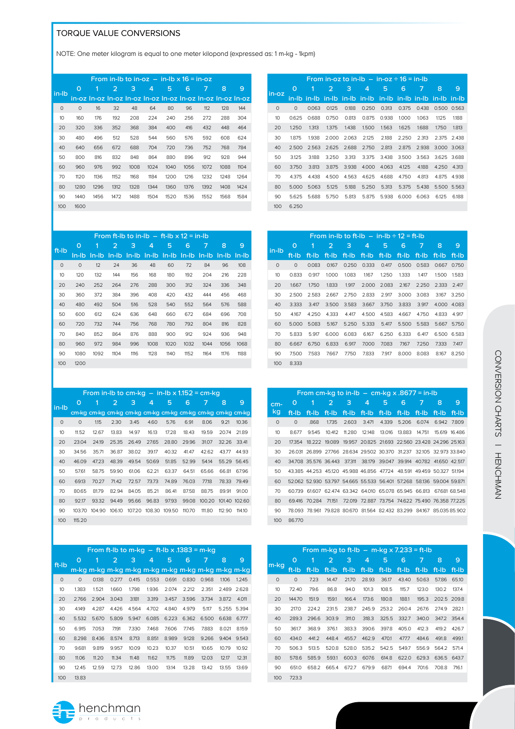## TORQUE VALUE CONVERSIONS

NOTE: One meter kilogram is equal to one meter kilopond (expressed as: 1 m-kg - 1kpm)

| From in-lb to in-oz – in-lb x 16 = in-oz | | | | | | | | | | |
|---|---|---|---|---|---|---|---|---|---|---|
| in-lb | 0 in-oz | 1 In-oz | 2 In-oz | 3 In-oz | 4 In-oz | 5 In-oz | 6 In-oz | 7 In-oz | 8 In-oz | 9 In-oz |
| 0 | 0 | 16 | 32 | 48 | 64 | 80 | 96 | 112 | 128 | 144 |
| 10 | 160 | 176 | 192 | 208 | 224 | 240 | 256 | 272 | 288 | 304 |
| 20 | 320 | 336 | 352 | 368 | 384 | 400 | 416 | 432 | 448 | 464 |
| 30 | 480 | 496 | 512 | 528 | 544 | 560 | 576 | 592 | 608 | 624 |
| 40 | 640 | 656 | 672 | 688 | 704 | 720 | 736 | 752 | 768 | 784 |
| 50 | 800 | 816 | 832 | 848 | 864 | 880 | 896 | 912 | 928 | 944 |
| 60 | 960 | 976 | 992 | 1008 | 1024 | 1040 | 1056 | 1072 | 1088 | 1104 |
| 70 | 1120 | 1136 | 1152 | 1168 | 1184 | 1200 | 1216 | 1232 | 1248 | 1264 |
| 80 | 1280 | 1296 | 1312 | 1328 | 1344 | 1360 | 1376 | 1392 | 1408 | 1424 |
| 90 | 1440 | 1456 | 1472 | 1488 | 1504 | 1520 | 1536 | 1552 | 1568 | 1584 |
| 100 | 1600 | | | | | | | | | |

| From in-oz to in-lb – in-oz ÷ 16 = in-lb | | | | | | | | | | |
|---|---|---|---|---|---|---|---|---|---|---|
| in-oz | 0 in-lb | 1 in-lb | 2 in-lb | 3 in-lb | 4 in-lb | 5 in-lb | 6 in-lb | 7 in-lb | 8 in-lb | 9 in-lb |
| 0 | 0 | 0.063 | 0.125 | 0.188 | 0.250 | 0.313 | 0.375 | 0.438 | 0.500 | 0.563 |
| 10 | 0.625 | 0.688 | 0.750 | 0.813 | 0.875 | 0.938 | 1.000 | 1.063 | 1.125 | 1.188 |
| 20 | 1.250 | 1.313 | 1.375 | 1.438 | 1.500 | 1.563 | 1.625 | 1.688 | 1.750 | 1.813 |
| 30 | 1.875 | 1.938 | 2.000 | 2.063 | 2.125 | 2.188 | 2.250 | 2.313 | 2.375 | 2.438 |
| 40 | 2.500 | 2.563 | 2.625 | 2.688 | 2.750 | 2.813 | 2.875 | 2.938 | 3.000 | 3.063 |
| 50 | 3.125 | 3.188 | 3.250 | 3.313 | 3.375 | 3.438 | 3.500 | 3.563 | 3.625 | 3.688 |
| 60 | 3.750 | 3.813 | 3.875 | 3.938 | 4.000 | 4.063 | 4.125 | 4.188 | 4.250 | 4.313 |
| 70 | 4.375 | 4.438 | 4.500 | 4.563 | 4.625 | 4.688 | 4.750 | 4.813 | 4.875 | 4.938 |
| 80 | 5.000 | 5.063 | 5.125 | 5.188 | 5.250 | 5.313 | 5.375 | 5.438 | 5.500 | 5.563 |
| 90 | 5.625 | 5.688 | 5.750 | 5.813 | 5.875 | 5.938 | 6.000 | 6.063 | 6.125 | 6.188 |
| 100 | 6.250 | | | | | | | | | |

| From ft-lb to in-lb – ft-lb x 12 = in-lb | | | | | | | | | | |
|---|---|---|---|---|---|---|---|---|---|---|
| ft-lb | 0 In-lb | 1 In-lb | 2 In-lb | 3 In-lb | 4 In-lb | 5 In-lb | 6 In-lb | 7 In-lb | 8 In-lb | 9 In-lb |
| 0 | 0 | 12 | 24 | 36 | 48 | 60 | 72 | 84 | 96 | 108 |
| 10 | 120 | 132 | 144 | 156 | 168 | 180 | 192 | 204 | 216 | 228 |
| 20 | 240 | 252 | 264 | 276 | 288 | 300 | 312 | 324 | 336 | 348 |
| 30 | 360 | 372 | 384 | 396 | 408 | 420 | 432 | 444 | 456 | 468 |
| 40 | 480 | 492 | 504 | 516 | 528 | 540 | 552 | 564 | 576 | 588 |
| 50 | 600 | 612 | 624 | 636 | 648 | 660 | 672 | 684 | 696 | 708 |
| 60 | 720 | 732 | 744 | 756 | 768 | 780 | 792 | 804 | 816 | 828 |
| 70 | 840 | 852 | 864 | 876 | 888 | 900 | 912 | 924 | 936 | 948 |
| 80 | 960 | 972 | 984 | 996 | 1008 | 1020 | 1032 | 1044 | 1056 | 1068 |
| 90 | 1080 | 1092 | 1104 | 1116 | 1128 | 1140 | 1152 | 1164 | 1176 | 1188 |
| 100 | 1200 | | | | | | | | | |

| From in-lb to ft-lb – in-lb ÷ 12 = ft-lb | | | | | | | | | | |
|---|---|---|---|---|---|---|---|---|---|---|
| in-lb | 0 ft-lb | 1 ft-lb | 2 ft-lb | 3 ft-lb | 4 ft-lb | 5 ft-lb | 6 ft-lb | 7 ft-lb | 8 ft-lb | 9 ft-lb |
| 0 | 0 | 0.083 | 0.167 | 0.250 | 0.333 | 0.417 | 0.500 | 0.583 | 0.667 | 0.750 |
| 10 | 0.833 | 0.917 | 1.000 | 1.083 | 1.167 | 1.250 | 1.333 | 1.417 | 1.500 | 1.583 |
| 20 | 1.667 | 1.750 | 1.833 | 1.917 | 2.000 | 2.083 | 2.167 | 2.250 | 2.333 | 2.417 |
| 30 | 2.500 | 2.583 | 2.667 | 2.750 | 2.833 | 2.917 | 3.000 | 3.083 | 3.167 | 3.250 |
| 40 | 3.333 | 3.417 | 3.500 | 3.583 | 3.667 | 3.750 | 3.833 | 3.917 | 4.000 | 4.083 |
| 50 | 4.167 | 4.250 | 4.333 | 4.417 | 4.500 | 4.583 | 4.667 | 4.750 | 4.833 | 4.917 |
| 60 | 5.000 | 5.083 | 5.167 | 5.250 | 5.333 | 5.417 | 5.500 | 5.583 | 5.667 | 5.750 |
| 70 | 5.833 | 5.917 | 6.000 | 6.083 | 6.167 | 6.250 | 6.333 | 6.417 | 6.500 | 6.583 |
| 80 | 6.667 | 6.750 | 6.833 | 6.917 | 7.000 | 7.083 | 7.167 | 7.250 | 7.333 | 7.417 |
| 90 | 7.500 | 7.583 | 7.667 | 7.750 | 7.833 | 7.917 | 8.000 | 8.083 | 8.167 | 8.250 |
| 100 | 8.333 | | | | | | | | | |

| From in-lb to cm-kg – in-lb x 1.152 = cm-kg | | | | | | | | | | |
|---|---|---|---|---|---|---|---|---|---|---|
| in-lb | 0 cm-kg | 1 cm-kg | 2 cm-kg | 3 cm-kg | 4 cm-kg | 5 cm-kg | 6 cm-kg | 7 cm-kg | 8 cm-kg | 9 cm-kg |
| 0 | 0 | 1.15 | 2.30 | 3.45 | 4.60 | 5.76 | 6.91 | 8.06 | 9.21 | 10.36 |
| 10 | 11.52 | 12.67 | 13.83 | 14.97 | 16.13 | 17.28 | 18.43 | 19.59 | 20.74 | 21.89 |
| 20 | 23.04 | 24.19 | 25.35 | 26.49 | 27.65 | 28.80 | 29.96 | 31.07 | 32.26 | 33.41 |
| 30 | 34.56 | 35.71 | 36.87 | 38.02 | 39.17 | 40.32 | 41.47 | 42.62 | 43.77 | 44.93 |
| 40 | 46.09 | 47.23 | 48.39 | 49.54 | 50.69 | 51.85 | 52.99 | 54.14 | 55.29 | 56.45 |
| 50 | 57.61 | 58.75 | 59.90 | 61.06 | 62.21 | 63.37 | 64.51 | 65.66 | 66.81 | 67.96 |
| 60 | 69.13 | 70.27 | 71.42 | 72.57 | 73.73 | 74.89 | 76.03 | 77.18 | 78.33 | 79.49 |
| 70 | 80.65 | 81.79 | 82.94 | 84.05 | 85.21 | 86.41 | 87.58 | 88.75 | 89.91 | 91.00 |
| 80 | 92.17 | 93.32 | 94.49 | 95.66 | 96.83 | 97.93 | 99.08 | 100.20 | 101.40 | 102.60 |
| 90 | 103.70 | 104.90 | 106.10 | 107.20 | 108.30 | 109.50 | 110.70 | 111.80 | 112.90 | 114.10 |
| 100 | 115.20 | | | | | | | | | |

| From cm-kg to in-lb – cm-kg x .8677 = in-lb | | | | | | | | | | |
|---|---|---|---|---|---|---|---|---|---|---|
| cm-kg | 0 ft-lb | 1 ft-lb | 2 ft-lb | 3 ft-lb | 4 ft-lb | 5 ft-lb | 6 ft-lb | 7 ft-lb | 8 ft-lb | 9 ft-lb |
| 0 | 0 | .868 | 1.735 | 2.603 | 3.471 | 4.339 | 5.206 | 6.074 | 6.942 | 7.809 |
| 10 | 8.677 | 9.545 | 10.412 | 11.280 | 12.148 | 13.016 | 13.883 | 14.751 | 15.619 | 16.486 |
| 20 | 17.354 | 18.222 | 19.089 | 19.957 | 20.825 | 21.693 | 22.560 | 23.428 | 24.296 | 25.163 |
| 30 | 26.031 | 26.899 | 27.766 | 28.634 | 29.502 | 30.370 | 31.237 | 32.105 | 32.973 | 33.840 |
| 40 | 34.708 | 35.576 | 36.443 | 37.311 | 38.179 | 39.047 | 39.914 | 40.782 | 41.650 | 42.517 |
| 50 | 43.385 | 44.253 | 45.120 | 45.988 | 46.856 | 47.724 | 48.591 | 49.459 | 50.327 | 51.194 |
| 60 | 52.062 | 52.930 | 53.797 | 54.665 | 55.533 | 56.401 | 57.268 | 58.136 | 59.004 | 59.871 |
| 70 | 60.739 | 61.607 | 62.474 | 63.342 | 64.010 | 65.078 | 65.945 | 66.813 | 67.681 | 68.548 |
| 80 | 69.416 | 70.284 | 71.151 | 72.019 | 72.887 | 73.754 | 74.622 | 75.490 | 76.358 | 77.225 |
| 90 | 78.093 | 78.961 | 79.828 | 80.670 | 81.564 | 82.432 | 83.299 | 84.167 | 85.035 | 85.902 |
| 100 | 86.770 | | | | | | | | | |

| From ft-lb to m-kg – ft-lb x .1383 = m-kg | | | | | | | | | | |
|---|---|---|---|---|---|---|---|---|---|---|
| ft-lb | 0 m-kg | 1 m-kg | 2 m-kg | 3 m-kg | 4 m-kg | 5 m-kg | 6 m-kg | 7 m-kg | 8 m-kg | 9 m-kg |
| 0 | 0 | 0.138 | 0.277 | 0.415 | 0.553 | 0.691 | 0.830 | 0.968 | 1.106 | 1.245 |
| 10 | 1.383 | 1.521 | 1.660 | 1.798 | 1.936 | 2.074 | 2.212 | 2.351 | 2.489 | 2.628 |
| 20 | 2.766 | 2.904 | 3.043 | 3.181 | 3.319 | 3.457 | 3.596 | 3.734 | 3.872 | 4.011 |
| 30 | 4.149 | 4.287 | 4.426 | 4.564 | 4.702 | 4.840 | 4.979 | 5.117 | 5.255 | 5.394 |
| 40 | 5.532 | 5.670 | 5.809 | 5.947 | 6.085 | 6.223 | 6.362 | 6.500 | 6.638 | 6.777 |
| 50 | 6.915 | 7.053 | 7.191 | 7.330 | 7.468 | 7.606 | 7.745 | 7.883 | 8.021 | 8.159 |
| 60 | 8.298 | 8.436 | 8.574 | 8.713 | 8.851 | 8.989 | 9.128 | 9.266 | 9.404 | 9.543 |
| 70 | 9.681 | 9.819 | 9.957 | 10.09 | 10.23 | 10.37 | 10.51 | 10.65 | 10.79 | 10.92 |
| 80 | 11.06 | 11.20 | 11.34 | 11.48 | 11.62 | 11.75 | 11.89 | 12.03 | 12.17 | 12.31 |
| 90 | 12.45 | 12.59 | 12.73 | 12.86 | 13.00 | 13.14 | 13.28 | 13.42 | 13.55 | 13.69 |
| 100 | 13.83 | | | | | | | | | |

| From m-kg to ft-lb – m-kg x 7.233 = ft-lb | | | | | | | | | | |
|---|---|---|---|---|---|---|---|---|---|---|
| m-kg | 0 ft-lb | 1 ft-lb | 2 ft-lb | 3 ft-lb | 4 ft-lb | 5 ft-lb | 6 ft-lb | 7 ft-lb | 8 ft-lb | 9 ft-lb |
| 0 | 0 | 7.23 | 14.47 | 21.70 | 28.93 | 36.17 | 43.40 | 50.63 | 57.86 | 65.10 |
| 10 | 72.40 | 79.6 | 86.8 | 94.0 | 101.3 | 108.5 | 115.7 | 123.0 | 130.2 | 137.4 |
| 20 | 144.70 | 151.9 | 159.1 | 166.4 | 173.6 | 180.8 | 188.1 | 195.3 | 202.5 | 209.8 |
| 30 | 217.0 | 224.2 | 231.5 | 238.7 | 245.9 | 253.2 | 260.4 | 267.6 | 274.9 | 282.1 |
| 40 | 289.3 | 296.6 | 303.9 | 311.0 | 318.3 | 325.5 | 332.7 | 340.0 | 347.2 | 354.4 |
| 50 | 361.7 | 368.9 | 376.1 | 383.3 | 390.6 | 397.8 | 405.0 | 412.3 | 419.2 | 426.7 |
| 60 | 434.0 | 441.2 | 448.4 | 455.7 | 462.9 | 470.1 | 477.7 | 484.6 | 491.8 | 499.1 |
| 70 | 506.3 | 513.5 | 520.8 | 528.0 | 535.2 | 542.5 | 549.7 | 556.9 | 564.2 | 571.4 |
| 80 | 578.6 | 585.9 | 593.1 | 600.3 | 607.6 | 614.8 | 622.0 | 629.3 | 636.5 | 643.7 |
| 90 | 651.0 | 658.2 | 665.4 | 672.7 | 679.9 | 687.1 | 694.4 | 701.6 | 708.8 | 716.1 |
| 100 | 723.3 | | | | | | | | | |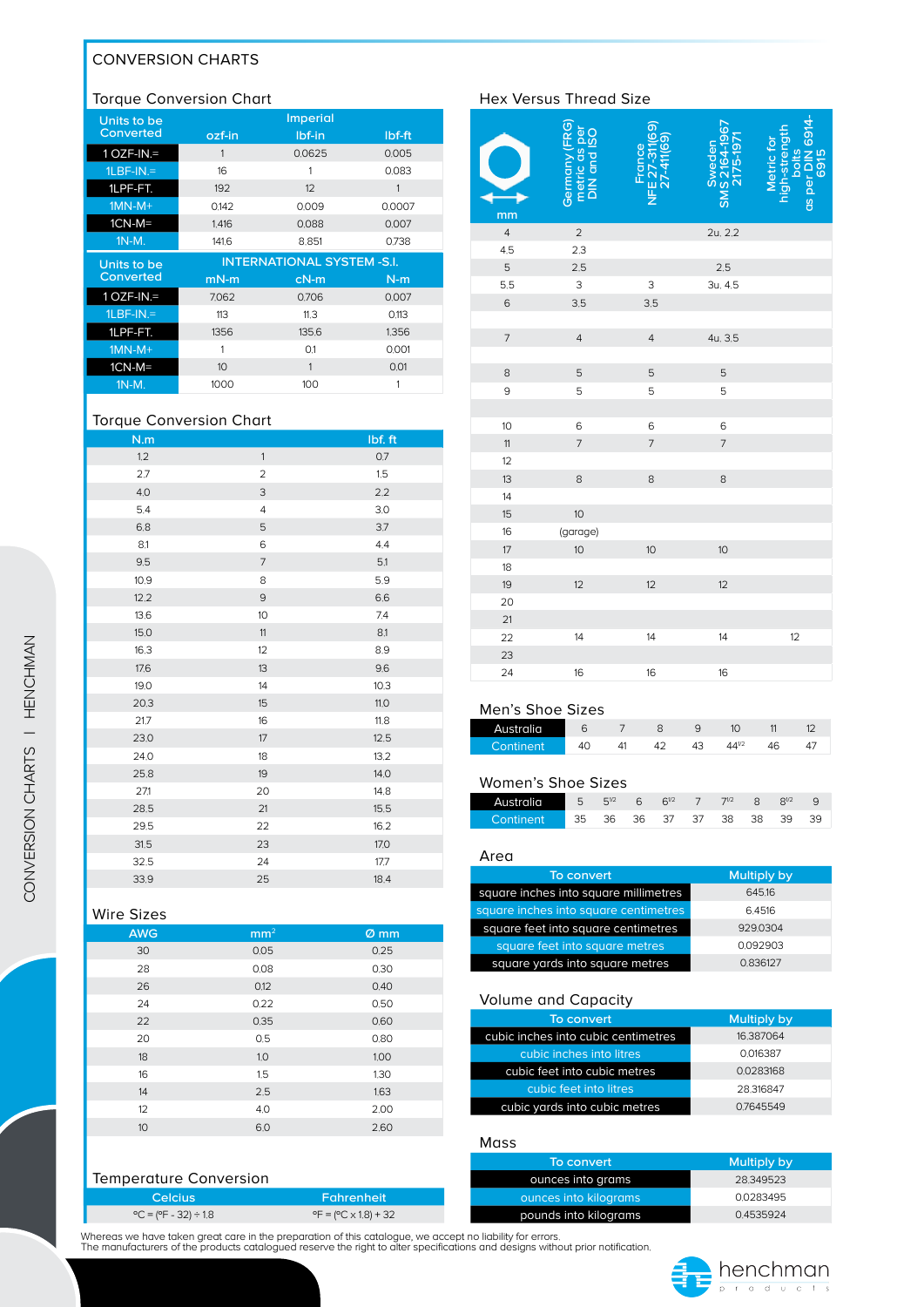# CONVERSION CHARTS

## Torque Conversion Chart

| Units to be Converted | Imperial | | |
|---|---|---|---|
| | ozf-in | lbf-in | lbf-ft |
| 1 OZF-IN.= | 1 | 0.0625 | 0.005 |
| 1LBF-IN.= | 16 | 1 | 0.083 |
| 1LPF-FT. | 192 | 12 | 1 |
| 1MN-M+ | 0.142 | 0.009 | 0.0007 |
| 1CN-M= | 1.416 | 0.088 | 0.007 |
| 1N-M. | 141.6 | 8.851 | 0.738 |

| Units to be Converted | INTERNATIONAL SYSTEM -S.I. | | |
|---|---|---|---|
| | mN-m | cN-m | N-m |
| 1 OZF-IN.= | 7.062 | 0.706 | 0.007 |
| 1LBF-IN.= | 113 | 11.3 | 0.113 |
| 1LPF-FT. | 1356 | 135.6 | 1.356 |
| 1MN-M+ | 1 | 0.1 | 0.001 |
| 1CN-M= | 10 | 1 | 0.01 |
| 1N-M. | 1000 | 100 | 1 |

## Torque Conversion Chart

| N.m | | lbf. ft |
|---|---|---|
| 1.2 | 1 | 0.7 |
| 2.7 | 2 | 1.5 |
| 4.0 | 3 | 2.2 |
| 5.4 | 4 | 3.0 |
| 6.8 | 5 | 3.7 |
| 8.1 | 6 | 4.4 |
| 9.5 | 7 | 5.1 |
| 10.9 | 8 | 5.9 |
| 12.2 | 9 | 6.6 |
| 13.6 | 10 | 7.4 |
| 15.0 | 11 | 8.1 |
| 16.3 | 12 | 8.9 |
| 17.6 | 13 | 9.6 |
| 19.0 | 14 | 10.3 |
| 20.3 | 15 | 11.0 |
| 21.7 | 16 | 11.8 |
| 23.0 | 17 | 12.5 |
| 24.0 | 18 | 13.2 |
| 25.8 | 19 | 14.0 |
| 27.1 | 20 | 14.8 |
| 28.5 | 21 | 15.5 |
| 29.5 | 22 | 16.2 |
| 31.5 | 23 | 17.0 |
| 32.5 | 24 | 17.7 |
| 33.9 | 25 | 18.4 |

## Wire Sizes

| AWG | mm² | Ø mm |
|---|---|---|
| 30 | 0.05 | 0.25 |
| 28 | 0.08 | 0.30 |
| 26 | 0.12 | 0.40 |
| 24 | 0.22 | 0.50 |
| 22 | 0.35 | 0.60 |
| 20 | 0.5 | 0.80 |
| 18 | 1.0 | 1.00 |
| 16 | 1.5 | 1.30 |
| 14 | 2.5 | 1.63 |
| 12 | 4.0 | 2.00 |
| 10 | 6.0 | 2.60 |

## Temperature Conversion

| Celcius | Fahrenheit |
|---|---|
| °C = (°F - 32) ÷ 1.8 | °F = (°C x 1.8) + 32 |

## Hex Versus Thread Size

| mm | Germany (FRG) metric as per DIN and ISO | France NFE 27-311(69) 27-411(69) | Sweden SMS 2164-1967 2175-1971 | Metric for high-strength bolts as per DIN 6914-6915 |
|---|---|---|---|---|
| 4 | 2 | | 2u. 2.2 | |
| 4.5 | 2.3 | | | |
| 5 | 2.5 | | 2.5 | |
| 5.5 | 3 | 3 | 3u. 4.5 | |
| 6 | 3.5 | 3.5 | | |
| | | | | |
| 7 | 4 | 4 | 4u. 3.5 | |
| | | | | |
| 8 | 5 | 5 | 5 | |
| 9 | 5 | 5 | 5 | |
| | | | | |
| 10 | 6 | 6 | 6 | |
| 11 | 7 | 7 | 7 | |
| 12 | | | | |
| 13 | 8 | 8 | 8 | |
| 14 | | | | |
| 15 | 10 | | | |
| 16 | (garage) | | | |
| 17 | 10 | 10 | 10 | |
| 18 | | | | |
| 19 | 12 | 12 | 12 | |
| 20 | | | | |
| 21 | | | | |
| 22 | 14 | 14 | 14 | 12 |
| 23 | | | | |
| 24 | 16 | 16 | 16 | |

## Men's Shoe Sizes

| Australia | 6 | 7 | 8 | 9 | 10 | 11 | 12 |
|---|---|---|---|---|---|---|---|
| Continent | 40 | 41 | 42 | 43 | 44½ | 46 | 47 |

## Women's Shoe Sizes

| Australia | 5 | 5½ | 6 | 6½ | 7 | 7½ | 8 | 8½ | 9 |
|---|---|---|---|---|---|---|---|---|---|
| Continent | 35 | 36 | 36 | 37 | 37 | 38 | 38 | 39 | 39 |

## Area

| To convert | Multiply by |
|---|---|
| square inches into square millimetres | 645.16 |
| square inches into square centimetres | 6.4516 |
| square feet into square centimetres | 929.0304 |
| square feet into square metres | 0.092903 |
| square yards into square metres | 0.836127 |

## Volume and Capacity

| To convert | Multiply by |
|---|---|
| cubic inches into cubic centimetres | 16.387064 |
| cubic inches into litres | 0.016387 |
| cubic feet into cubic metres | 0.0283168 |
| cubic feet into litres | 28.316847 |
| cubic yards into cubic metres | 0.7645549 |

## Mass

| To convert | Multiply by |
|---|---|
| ounces into grams | 28.349523 |
| ounces into kilograms | 0.0283495 |
| pounds into kilograms | 0.4535924 |

Whereas we have taken great care in the preparation of this catalogue, we accept no liability for errors.
The manufacturers of the products catalogued reserve the right to alter specifications and designs without prior notification.

henchman products